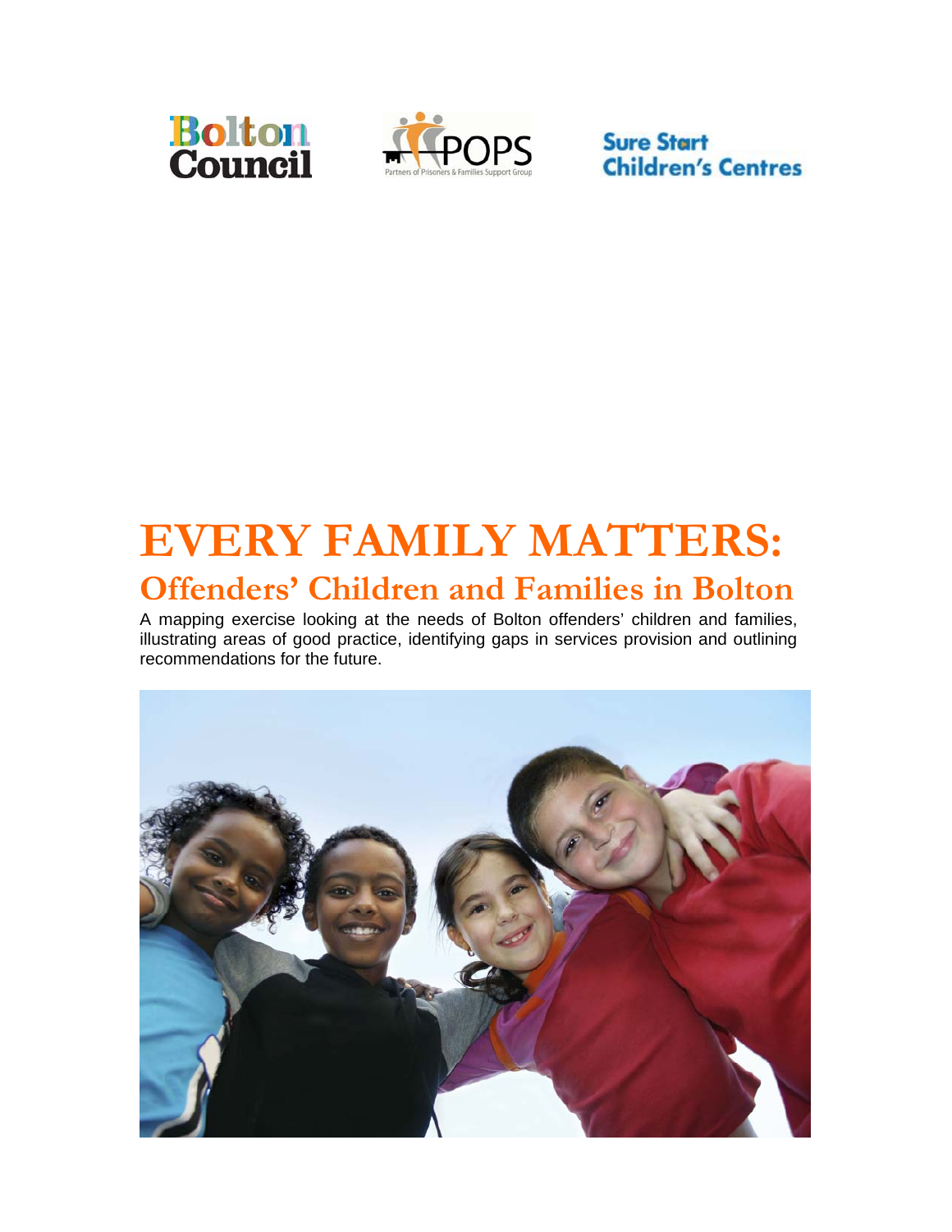Bolton Council

POPS
Partners of Prisoners & Families Support Group

Sure Start Children's Centres

# EVERY FAMILY MATTERS:

## Offenders' Children and Families in Bolton

A mapping exercise looking at the needs of Bolton offenders' children and families, illustrating areas of good practice, identifying gaps in services provision and outlining recommendations for the future.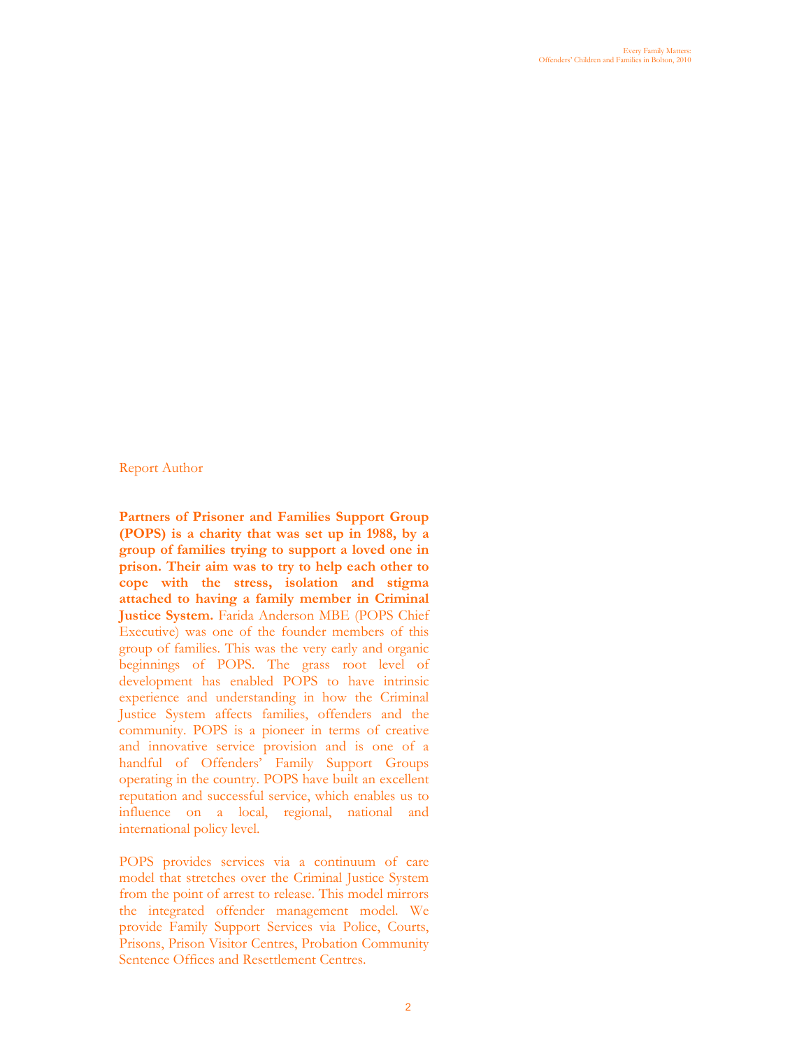## Report Author

**Partners of Prisoner and Families Support Group (POPS) is a charity that was set up in 1988, by a group of families trying to support a loved one in prison. Their aim was to try to help each other to cope with the stress, isolation and stigma attached to having a family member in Criminal Justice System.** Farida Anderson MBE (POPS Chief Executive) was one of the founder members of this group of families. This was the very early and organic beginnings of POPS. The grass root level of development has enabled POPS to have intrinsic experience and understanding in how the Criminal Justice System affects families, offenders and the community. POPS is a pioneer in terms of creative and innovative service provision and is one of a handful of Offenders' Family Support Groups operating in the country. POPS have built an excellent reputation and successful service, which enables us to influence on a local, regional, national and international policy level.

POPS provides services via a continuum of care model that stretches over the Criminal Justice System from the point of arrest to release. This model mirrors the integrated offender management model. We provide Family Support Services via Police, Courts, Prisons, Prison Visitor Centres, Probation Community Sentence Offices and Resettlement Centres.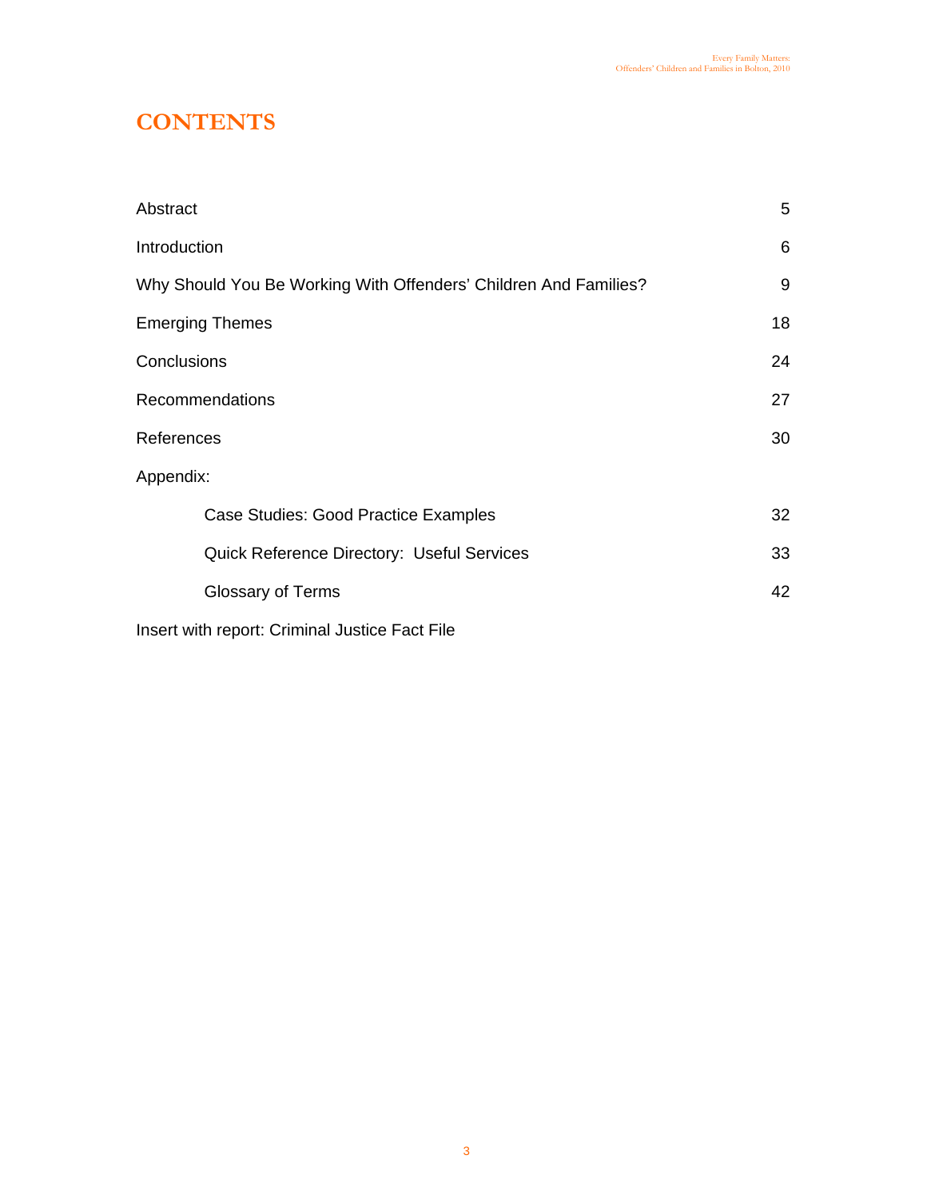# CONTENTS

| | |
|---|---|
| Abstract | 5 |
| Introduction | 6 |
| Why Should You Be Working With Offenders' Children And Families? | 9 |
| Emerging Themes | 18 |
| Conclusions | 24 |
| Recommendations | 27 |
| References | 30 |
| Appendix: | |
| Case Studies: Good Practice Examples | 32 |
| Quick Reference Directory: Useful Services | 33 |
| Glossary of Terms | 42 |

Insert with report: Criminal Justice Fact File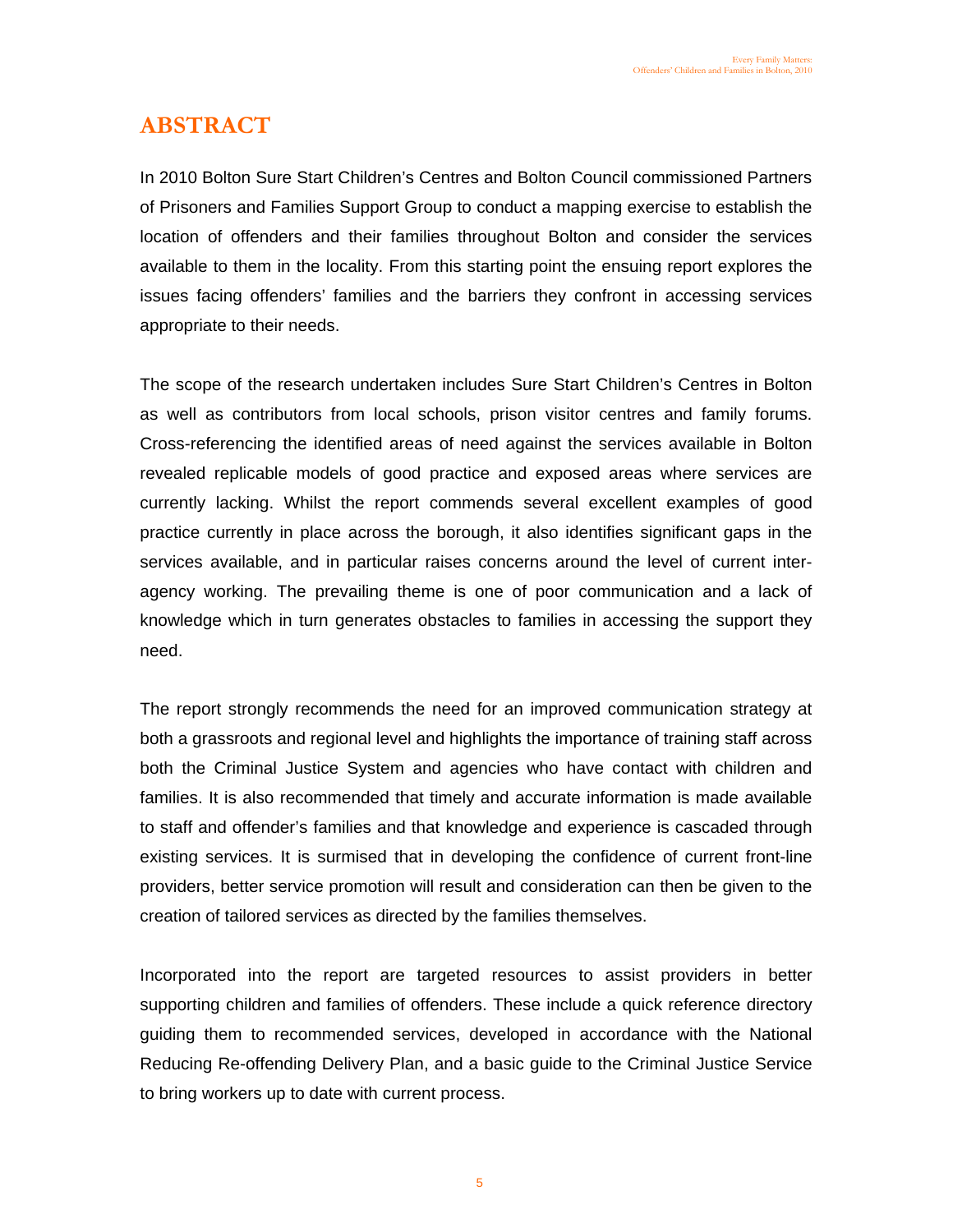# ABSTRACT

In 2010 Bolton Sure Start Children's Centres and Bolton Council commissioned Partners of Prisoners and Families Support Group to conduct a mapping exercise to establish the location of offenders and their families throughout Bolton and consider the services available to them in the locality. From this starting point the ensuing report explores the issues facing offenders' families and the barriers they confront in accessing services appropriate to their needs.

The scope of the research undertaken includes Sure Start Children's Centres in Bolton as well as contributors from local schools, prison visitor centres and family forums. Cross-referencing the identified areas of need against the services available in Bolton revealed replicable models of good practice and exposed areas where services are currently lacking. Whilst the report commends several excellent examples of good practice currently in place across the borough, it also identifies significant gaps in the services available, and in particular raises concerns around the level of current inter-agency working. The prevailing theme is one of poor communication and a lack of knowledge which in turn generates obstacles to families in accessing the support they need.

The report strongly recommends the need for an improved communication strategy at both a grassroots and regional level and highlights the importance of training staff across both the Criminal Justice System and agencies who have contact with children and families. It is also recommended that timely and accurate information is made available to staff and offender's families and that knowledge and experience is cascaded through existing services. It is surmised that in developing the confidence of current front-line providers, better service promotion will result and consideration can then be given to the creation of tailored services as directed by the families themselves.

Incorporated into the report are targeted resources to assist providers in better supporting children and families of offenders. These include a quick reference directory guiding them to recommended services, developed in accordance with the National Reducing Re-offending Delivery Plan, and a basic guide to the Criminal Justice Service to bring workers up to date with current process.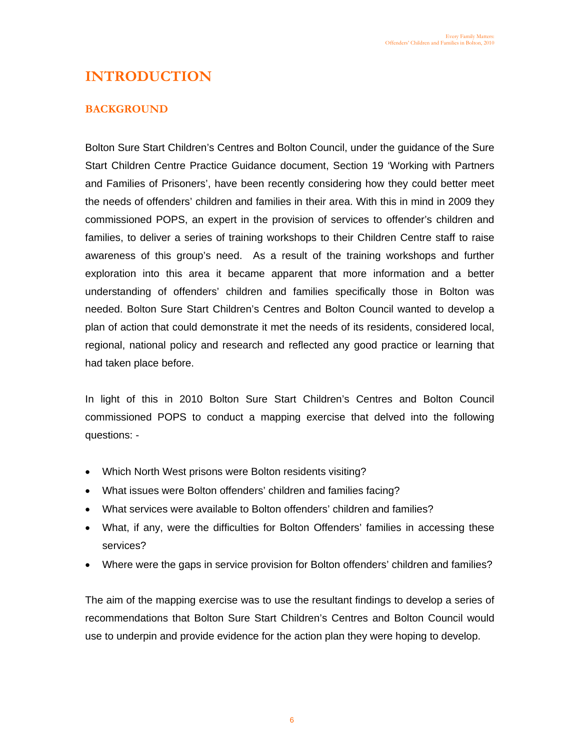# INTRODUCTION

## BACKGROUND

Bolton Sure Start Children's Centres and Bolton Council, under the guidance of the Sure Start Children Centre Practice Guidance document, Section 19 'Working with Partners and Families of Prisoners', have been recently considering how they could better meet the needs of offenders' children and families in their area. With this in mind in 2009 they commissioned POPS, an expert in the provision of services to offender's children and families, to deliver a series of training workshops to their Children Centre staff to raise awareness of this group's need. As a result of the training workshops and further exploration into this area it became apparent that more information and a better understanding of offenders' children and families specifically those in Bolton was needed. Bolton Sure Start Children's Centres and Bolton Council wanted to develop a plan of action that could demonstrate it met the needs of its residents, considered local, regional, national policy and research and reflected any good practice or learning that had taken place before.

In light of this in 2010 Bolton Sure Start Children's Centres and Bolton Council commissioned POPS to conduct a mapping exercise that delved into the following questions: -

- Which North West prisons were Bolton residents visiting?
- What issues were Bolton offenders' children and families facing?
- What services were available to Bolton offenders' children and families?
- What, if any, were the difficulties for Bolton Offenders' families in accessing these services?
- Where were the gaps in service provision for Bolton offenders' children and families?

The aim of the mapping exercise was to use the resultant findings to develop a series of recommendations that Bolton Sure Start Children's Centres and Bolton Council would use to underpin and provide evidence for the action plan they were hoping to develop.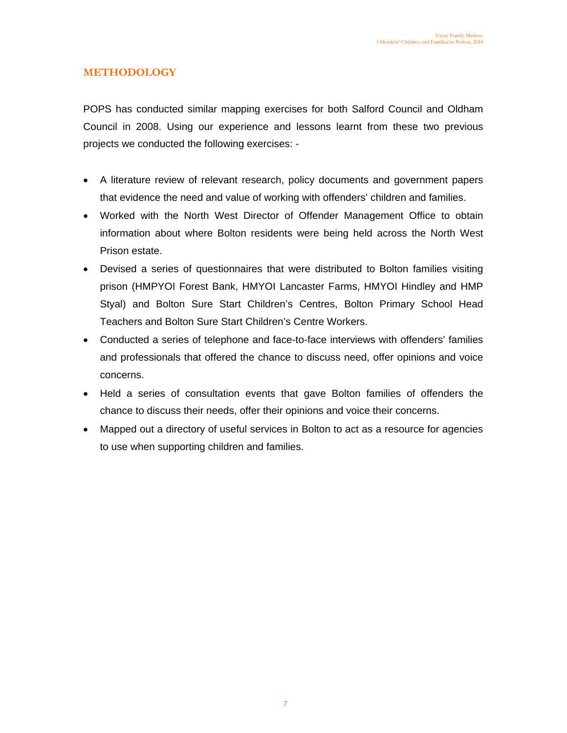## METHODOLOGY

POPS has conducted similar mapping exercises for both Salford Council and Oldham Council in 2008. Using our experience and lessons learnt from these two previous projects we conducted the following exercises: -

- A literature review of relevant research, policy documents and government papers that evidence the need and value of working with offenders' children and families.
- Worked with the North West Director of Offender Management Office to obtain information about where Bolton residents were being held across the North West Prison estate.
- Devised a series of questionnaires that were distributed to Bolton families visiting prison (HMPYOI Forest Bank, HMYOI Lancaster Farms, HMYOI Hindley and HMP Styal) and Bolton Sure Start Children's Centres, Bolton Primary School Head Teachers and Bolton Sure Start Children's Centre Workers.
- Conducted a series of telephone and face-to-face interviews with offenders' families and professionals that offered the chance to discuss need, offer opinions and voice concerns.
- Held a series of consultation events that gave Bolton families of offenders the chance to discuss their needs, offer their opinions and voice their concerns.
- Mapped out a directory of useful services in Bolton to act as a resource for agencies to use when supporting children and families.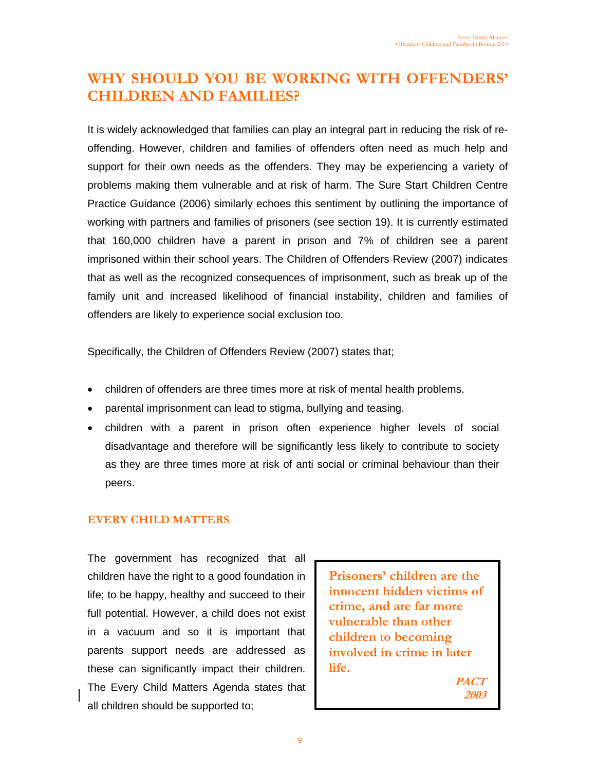# WHY SHOULD YOU BE WORKING WITH OFFENDERS' CHILDREN AND FAMILIES?

It is widely acknowledged that families can play an integral part in reducing the risk of re-offending. However, children and families of offenders often need as much help and support for their own needs as the offenders. They may be experiencing a variety of problems making them vulnerable and at risk of harm. The Sure Start Children Centre Practice Guidance (2006) similarly echoes this sentiment by outlining the importance of working with partners and families of prisoners (see section 19). It is currently estimated that 160,000 children have a parent in prison and 7% of children see a parent imprisoned within their school years. The Children of Offenders Review (2007) indicates that as well as the recognized consequences of imprisonment, such as break up of the family unit and increased likelihood of financial instability, children and families of offenders are likely to experience social exclusion too.

Specifically, the Children of Offenders Review (2007) states that;

- children of offenders are three times more at risk of mental health problems.
- parental imprisonment can lead to stigma, bullying and teasing.
- children with a parent in prison often experience higher levels of social disadvantage and therefore will be significantly less likely to contribute to society as they are three times more at risk of anti social or criminal behaviour than their peers.

## EVERY CHILD MATTERS

The government has recognized that all children have the right to a good foundation in life; to be happy, healthy and succeed to their full potential. However, a child does not exist in a vacuum and so it is important that parents support needs are addressed as these can significantly impact their children. The Every Child Matters Agenda states that all children should be supported to;

> **Prisoners' children are the innocent hidden victims of crime, and are far more vulnerable than other children to becoming involved in crime in later life.**
>
> ***PACT 2003***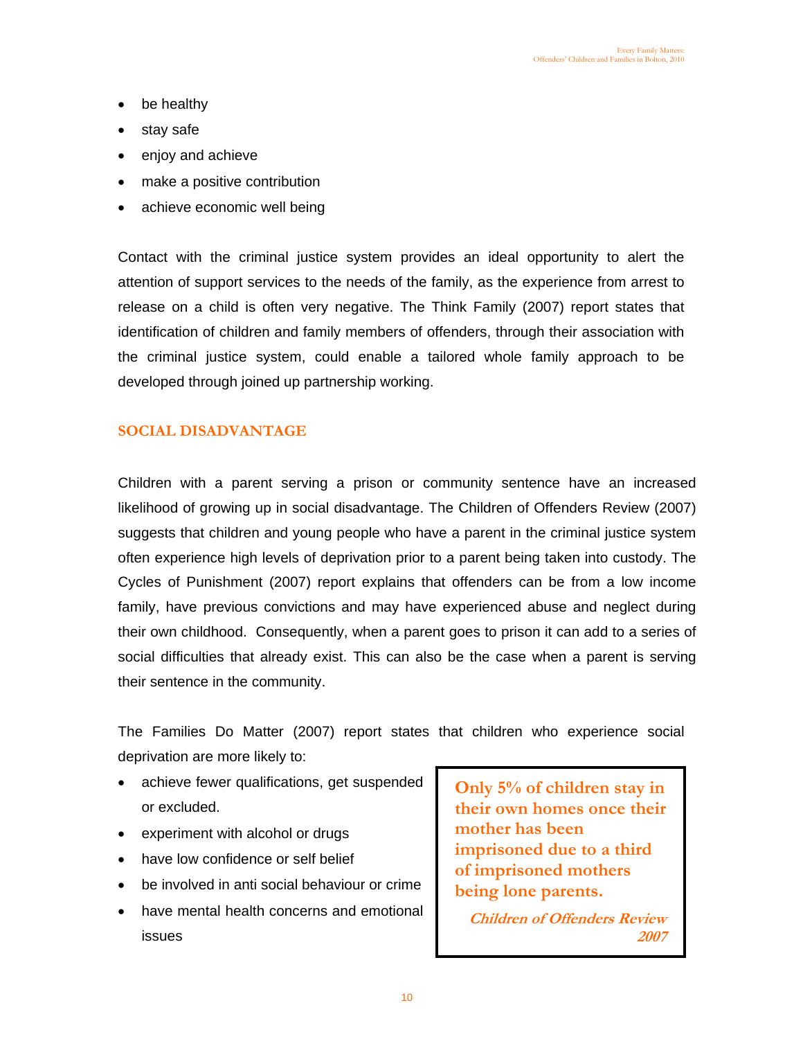- be healthy
- stay safe
- enjoy and achieve
- make a positive contribution
- achieve economic well being

Contact with the criminal justice system provides an ideal opportunity to alert the attention of support services to the needs of the family, as the experience from arrest to release on a child is often very negative. The Think Family (2007) report states that identification of children and family members of offenders, through their association with the criminal justice system, could enable a tailored whole family approach to be developed through joined up partnership working.

## SOCIAL DISADVANTAGE

Children with a parent serving a prison or community sentence have an increased likelihood of growing up in social disadvantage. The Children of Offenders Review (2007) suggests that children and young people who have a parent in the criminal justice system often experience high levels of deprivation prior to a parent being taken into custody. The Cycles of Punishment (2007) report explains that offenders can be from a low income family, have previous convictions and may have experienced abuse and neglect during their own childhood. Consequently, when a parent goes to prison it can add to a series of social difficulties that already exist. This can also be the case when a parent is serving their sentence in the community.

The Families Do Matter (2007) report states that children who experience social deprivation are more likely to:

- achieve fewer qualifications, get suspended or excluded.
- experiment with alcohol or drugs
- have low confidence or self belief
- be involved in anti social behaviour or crime
- have mental health concerns and emotional issues

> **Only 5% of children stay in their own homes once their mother has been imprisoned due to a third of imprisoned mothers being lone parents.**
>
> ***Children of Offenders Review 2007***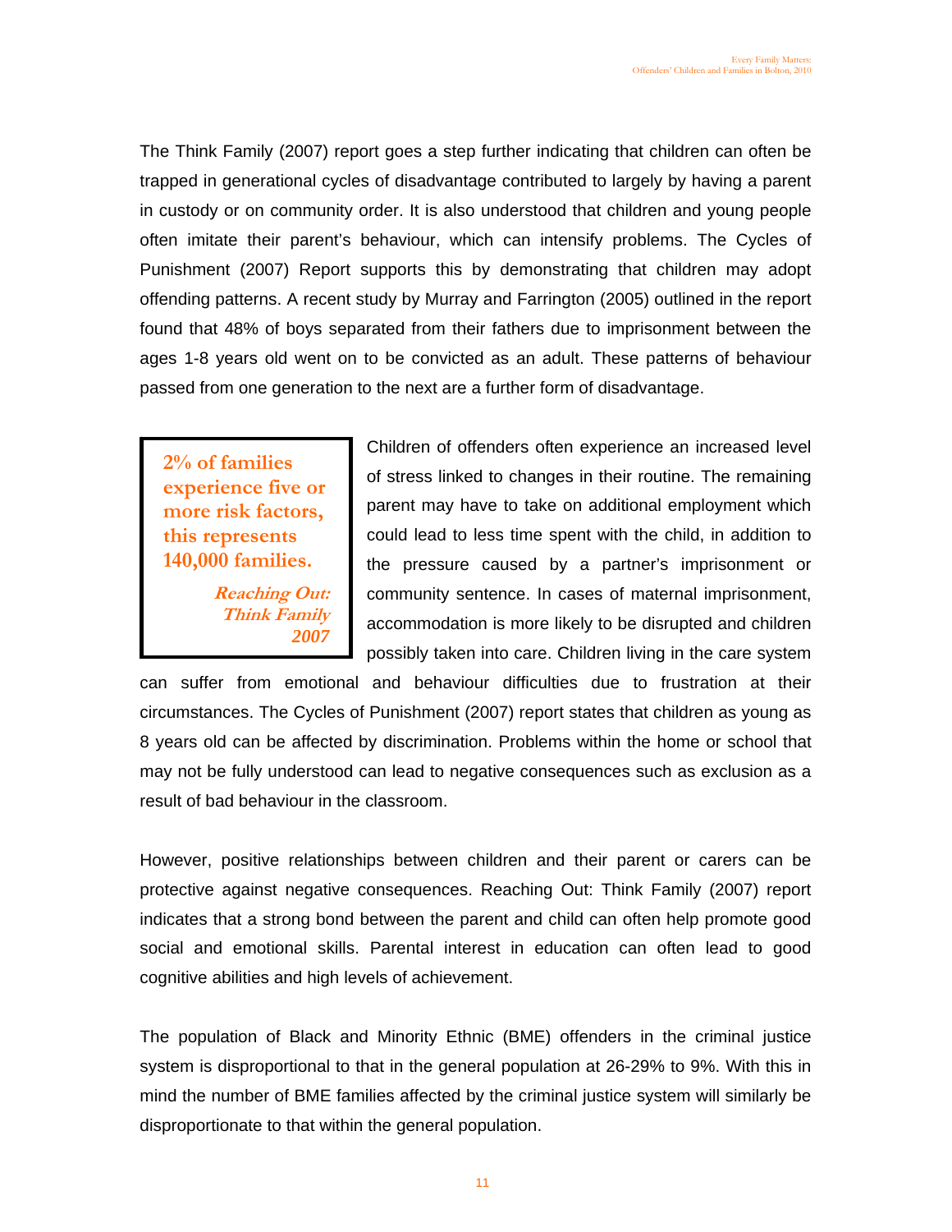The Think Family (2007) report goes a step further indicating that children can often be trapped in generational cycles of disadvantage contributed to largely by having a parent in custody or on community order. It is also understood that children and young people often imitate their parent's behaviour, which can intensify problems. The Cycles of Punishment (2007) Report supports this by demonstrating that children may adopt offending patterns. A recent study by Murray and Farrington (2005) outlined in the report found that 48% of boys separated from their fathers due to imprisonment between the ages 1-8 years old went on to be convicted as an adult. These patterns of behaviour passed from one generation to the next are a further form of disadvantage.

> **2% of families experience five or more risk factors, this represents 140,000 families.**
>
> ***Reaching Out: Think Family 2007***

Children of offenders often experience an increased level of stress linked to changes in their routine. The remaining parent may have to take on additional employment which could lead to less time spent with the child, in addition to the pressure caused by a partner's imprisonment or community sentence. In cases of maternal imprisonment, accommodation is more likely to be disrupted and children possibly taken into care. Children living in the care system can suffer from emotional and behaviour difficulties due to frustration at their circumstances. The Cycles of Punishment (2007) report states that children as young as 8 years old can be affected by discrimination. Problems within the home or school that may not be fully understood can lead to negative consequences such as exclusion as a result of bad behaviour in the classroom.

However, positive relationships between children and their parent or carers can be protective against negative consequences. Reaching Out: Think Family (2007) report indicates that a strong bond between the parent and child can often help promote good social and emotional skills. Parental interest in education can often lead to good cognitive abilities and high levels of achievement.

The population of Black and Minority Ethnic (BME) offenders in the criminal justice system is disproportional to that in the general population at 26-29% to 9%. With this in mind the number of BME families affected by the criminal justice system will similarly be disproportionate to that within the general population.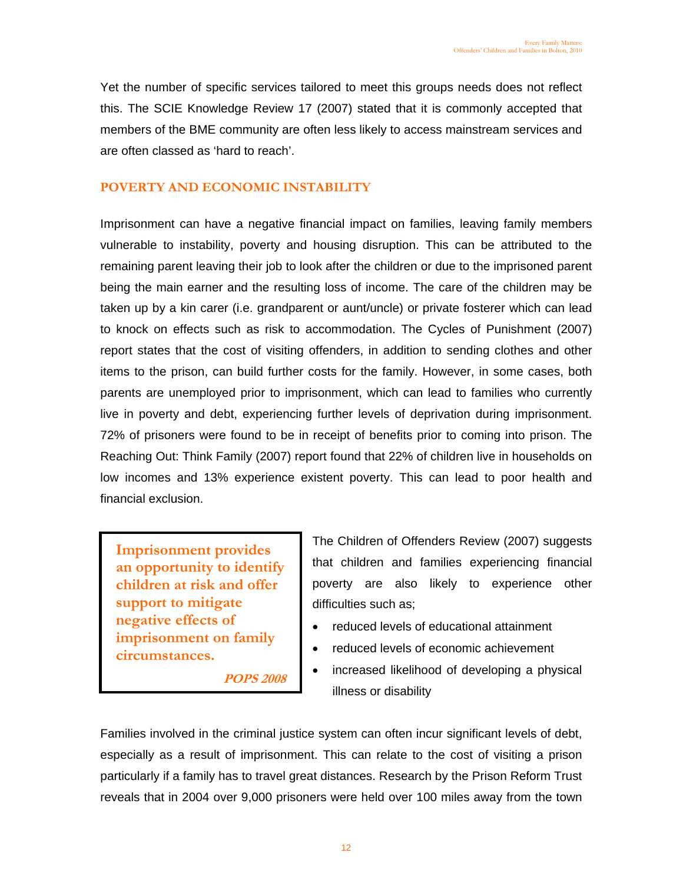Yet the number of specific services tailored to meet this groups needs does not reflect this. The SCIE Knowledge Review 17 (2007) stated that it is commonly accepted that members of the BME community are often less likely to access mainstream services and are often classed as 'hard to reach'.

## POVERTY AND ECONOMIC INSTABILITY

Imprisonment can have a negative financial impact on families, leaving family members vulnerable to instability, poverty and housing disruption. This can be attributed to the remaining parent leaving their job to look after the children or due to the imprisoned parent being the main earner and the resulting loss of income. The care of the children may be taken up by a kin carer (i.e. grandparent or aunt/uncle) or private fosterer which can lead to knock on effects such as risk to accommodation. The Cycles of Punishment (2007) report states that the cost of visiting offenders, in addition to sending clothes and other items to the prison, can build further costs for the family. However, in some cases, both parents are unemployed prior to imprisonment, which can lead to families who currently live in poverty and debt, experiencing further levels of deprivation during imprisonment. 72% of prisoners were found to be in receipt of benefits prior to coming into prison. The Reaching Out: Think Family (2007) report found that 22% of children live in households on low incomes and 13% experience existent poverty. This can lead to poor health and financial exclusion.

> **Imprisonment provides an opportunity to identify children at risk and offer support to mitigate negative effects of imprisonment on family circumstances.**
>
> ***POPS 2008***

The Children of Offenders Review (2007) suggests that children and families experiencing financial poverty are also likely to experience other difficulties such as;

- reduced levels of educational attainment
- reduced levels of economic achievement
- increased likelihood of developing a physical illness or disability

Families involved in the criminal justice system can often incur significant levels of debt, especially as a result of imprisonment. This can relate to the cost of visiting a prison particularly if a family has to travel great distances. Research by the Prison Reform Trust reveals that in 2004 over 9,000 prisoners were held over 100 miles away from the town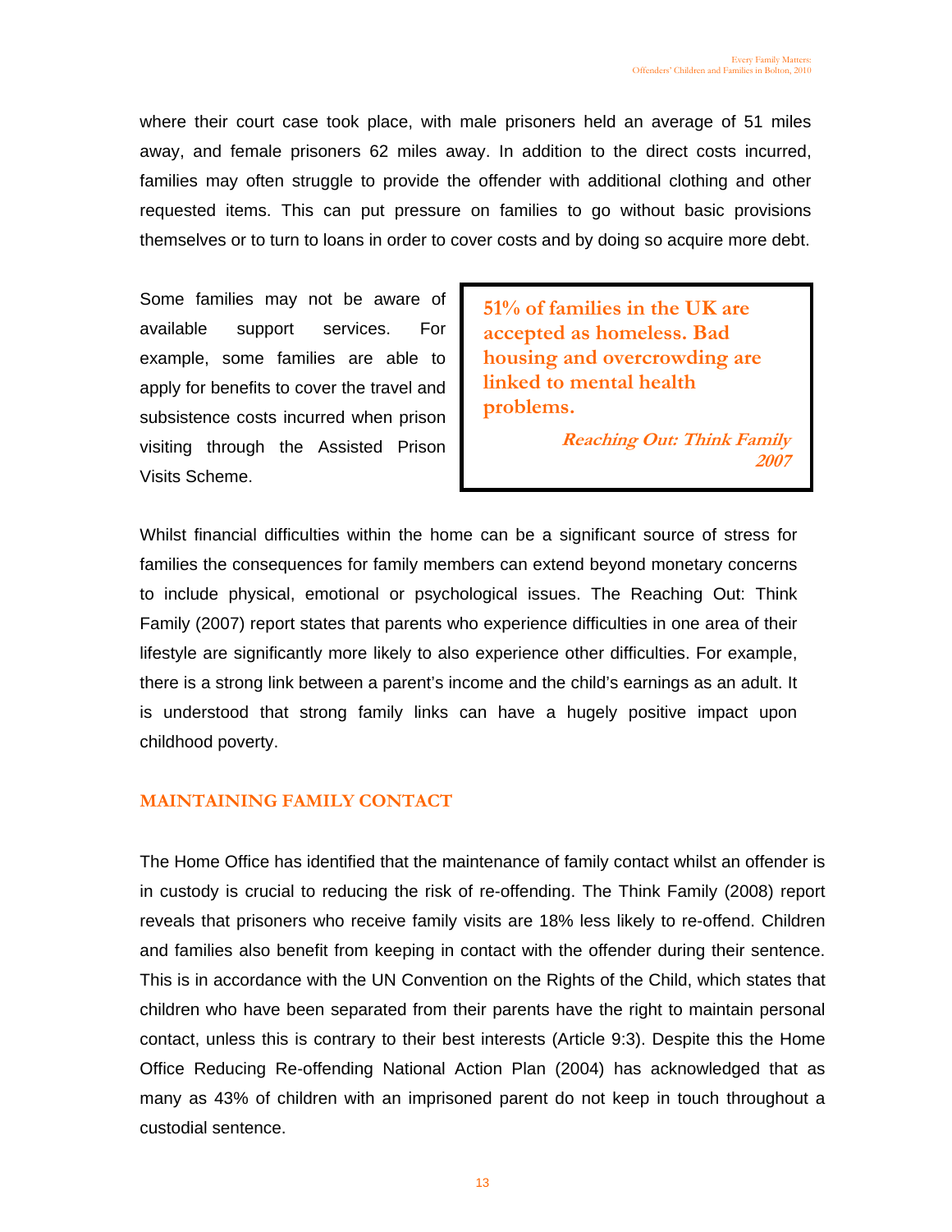where their court case took place, with male prisoners held an average of 51 miles away, and female prisoners 62 miles away. In addition to the direct costs incurred, families may often struggle to provide the offender with additional clothing and other requested items. This can put pressure on families to go without basic provisions themselves or to turn to loans in order to cover costs and by doing so acquire more debt.

Some families may not be aware of available support services. For example, some families are able to apply for benefits to cover the travel and subsistence costs incurred when prison visiting through the Assisted Prison Visits Scheme.

> **51% of families in the UK are accepted as homeless. Bad housing and overcrowding are linked to mental health problems.**
>
> ***Reaching Out: Think Family 2007***

Whilst financial difficulties within the home can be a significant source of stress for families the consequences for family members can extend beyond monetary concerns to include physical, emotional or psychological issues. The Reaching Out: Think Family (2007) report states that parents who experience difficulties in one area of their lifestyle are significantly more likely to also experience other difficulties. For example, there is a strong link between a parent's income and the child's earnings as an adult. It is understood that strong family links can have a hugely positive impact upon childhood poverty.

## MAINTAINING FAMILY CONTACT

The Home Office has identified that the maintenance of family contact whilst an offender is in custody is crucial to reducing the risk of re-offending. The Think Family (2008) report reveals that prisoners who receive family visits are 18% less likely to re-offend. Children and families also benefit from keeping in contact with the offender during their sentence. This is in accordance with the UN Convention on the Rights of the Child, which states that children who have been separated from their parents have the right to maintain personal contact, unless this is contrary to their best interests (Article 9:3). Despite this the Home Office Reducing Re-offending National Action Plan (2004) has acknowledged that as many as 43% of children with an imprisoned parent do not keep in touch throughout a custodial sentence.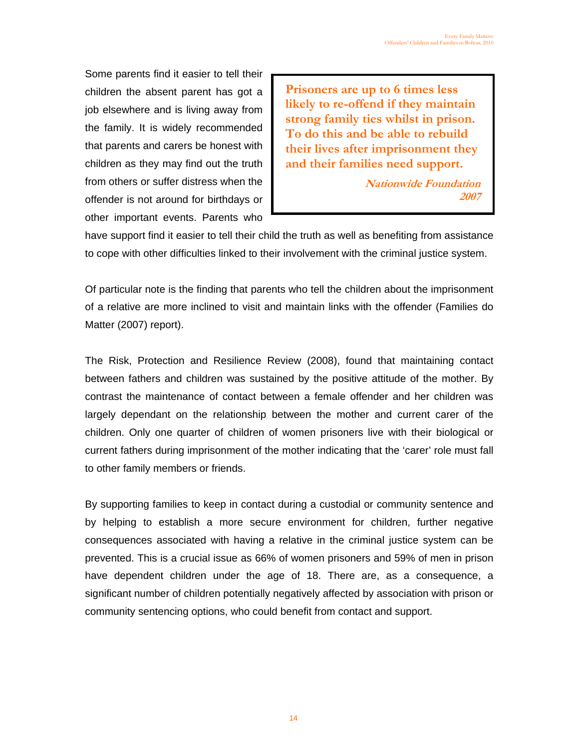Some parents find it easier to tell their children the absent parent has got a job elsewhere and is living away from the family. It is widely recommended that parents and carers be honest with children as they may find out the truth from others or suffer distress when the offender is not around for birthdays or other important events. Parents who have support find it easier to tell their child the truth as well as benefiting from assistance to cope with other difficulties linked to their involvement with the criminal justice system.

> **Prisoners are up to 6 times less likely to re-offend if they maintain strong family ties whilst in prison. To do this and be able to rebuild their lives after imprisonment they and their families need support.**
>
> ***Nationwide Foundation 2007***

Of particular note is the finding that parents who tell the children about the imprisonment of a relative are more inclined to visit and maintain links with the offender (Families do Matter (2007) report).

The Risk, Protection and Resilience Review (2008), found that maintaining contact between fathers and children was sustained by the positive attitude of the mother. By contrast the maintenance of contact between a female offender and her children was largely dependant on the relationship between the mother and current carer of the children. Only one quarter of children of women prisoners live with their biological or current fathers during imprisonment of the mother indicating that the 'carer' role must fall to other family members or friends.

By supporting families to keep in contact during a custodial or community sentence and by helping to establish a more secure environment for children, further negative consequences associated with having a relative in the criminal justice system can be prevented. This is a crucial issue as 66% of women prisoners and 59% of men in prison have dependent children under the age of 18. There are, as a consequence, a significant number of children potentially negatively affected by association with prison or community sentencing options, who could benefit from contact and support.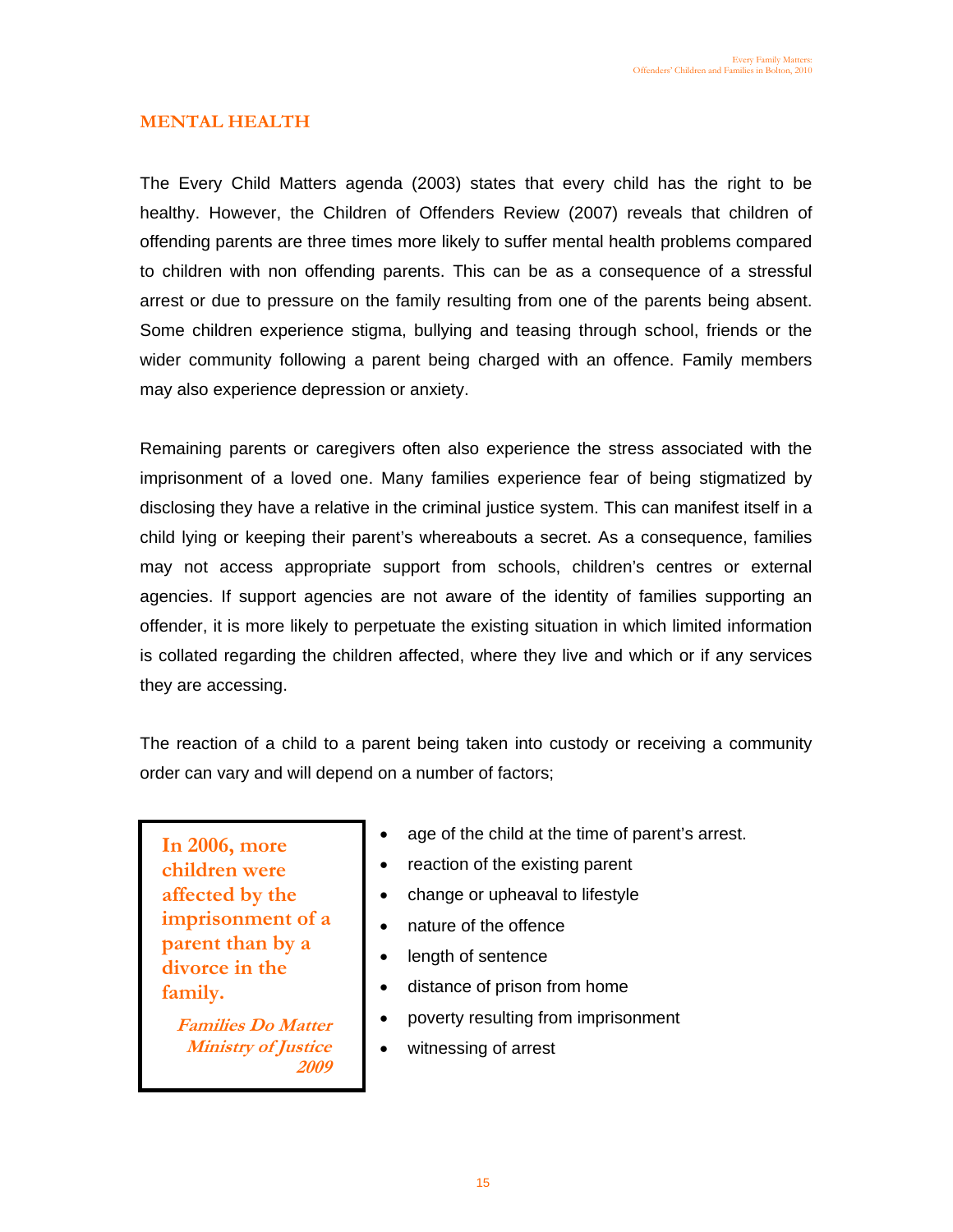## MENTAL HEALTH

The Every Child Matters agenda (2003) states that every child has the right to be healthy. However, the Children of Offenders Review (2007) reveals that children of offending parents are three times more likely to suffer mental health problems compared to children with non offending parents. This can be as a consequence of a stressful arrest or due to pressure on the family resulting from one of the parents being absent. Some children experience stigma, bullying and teasing through school, friends or the wider community following a parent being charged with an offence. Family members may also experience depression or anxiety.

Remaining parents or caregivers often also experience the stress associated with the imprisonment of a loved one. Many families experience fear of being stigmatized by disclosing they have a relative in the criminal justice system. This can manifest itself in a child lying or keeping their parent's whereabouts a secret. As a consequence, families may not access appropriate support from schools, children's centres or external agencies. If support agencies are not aware of the identity of families supporting an offender, it is more likely to perpetuate the existing situation in which limited information is collated regarding the children affected, where they live and which or if any services they are accessing.

The reaction of a child to a parent being taken into custody or receiving a community order can vary and will depend on a number of factors;

- age of the child at the time of parent's arrest.
- reaction of the existing parent
- change or upheaval to lifestyle
- nature of the offence
- length of sentence
- distance of prison from home
- poverty resulting from imprisonment
- witnessing of arrest

> **In 2006, more children were affected by the imprisonment of a parent than by a divorce in the family.**
>
> ***Families Do Matter Ministry of Justice 2009***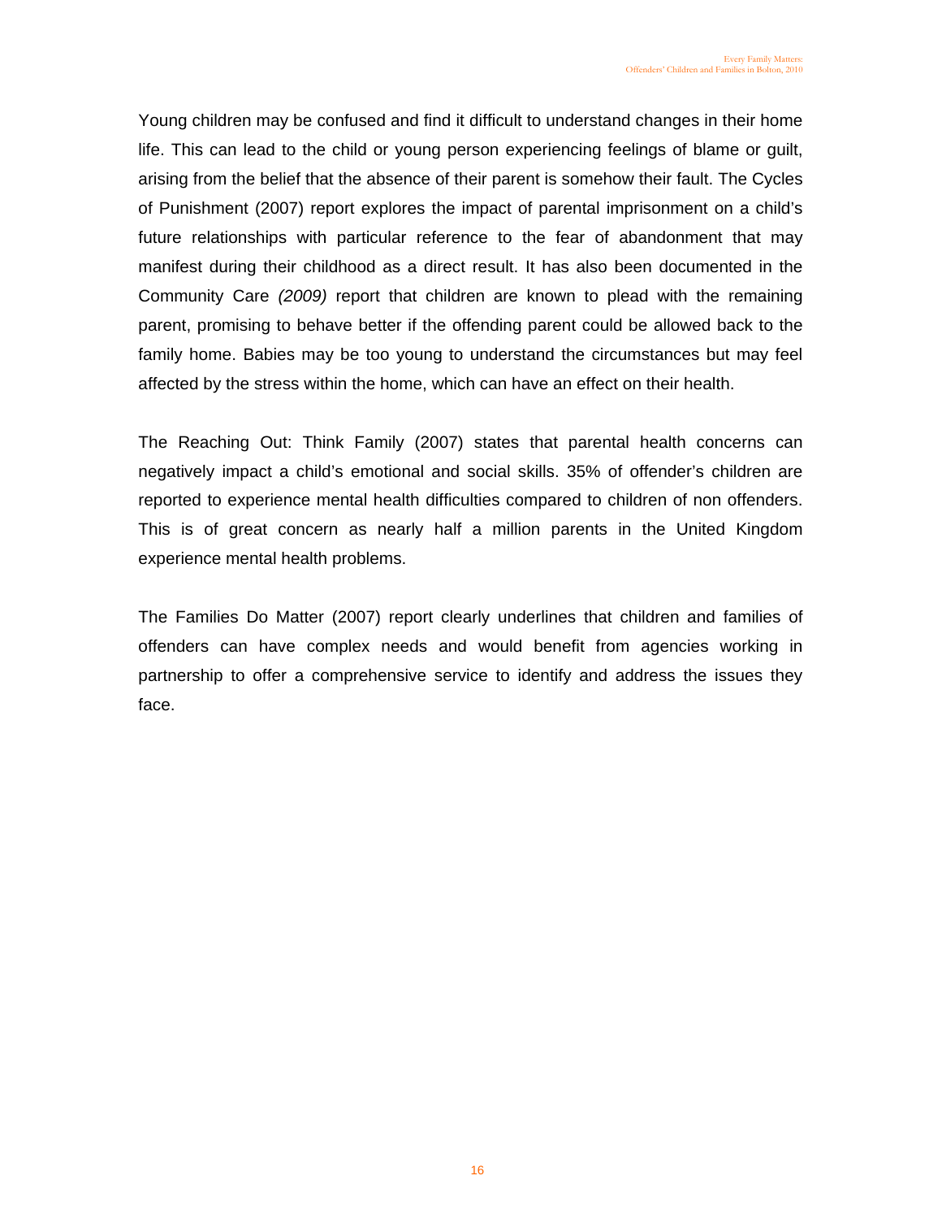Young children may be confused and find it difficult to understand changes in their home life. This can lead to the child or young person experiencing feelings of blame or guilt, arising from the belief that the absence of their parent is somehow their fault. The Cycles of Punishment (2007) report explores the impact of parental imprisonment on a child's future relationships with particular reference to the fear of abandonment that may manifest during their childhood as a direct result. It has also been documented in the Community Care *(2009)* report that children are known to plead with the remaining parent, promising to behave better if the offending parent could be allowed back to the family home. Babies may be too young to understand the circumstances but may feel affected by the stress within the home, which can have an effect on their health.

The Reaching Out: Think Family (2007) states that parental health concerns can negatively impact a child's emotional and social skills. 35% of offender's children are reported to experience mental health difficulties compared to children of non offenders. This is of great concern as nearly half a million parents in the United Kingdom experience mental health problems.

The Families Do Matter (2007) report clearly underlines that children and families of offenders can have complex needs and would benefit from agencies working in partnership to offer a comprehensive service to identify and address the issues they face.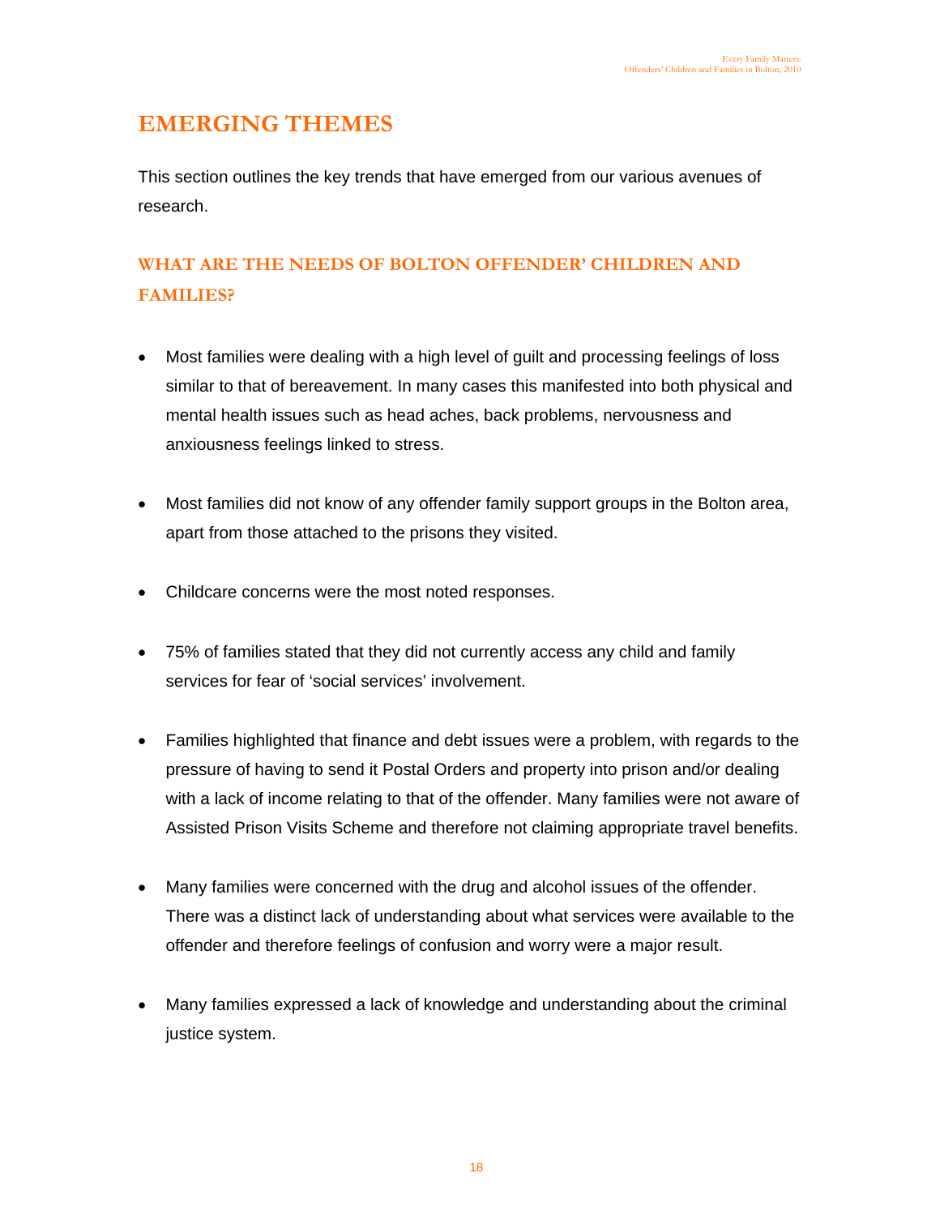# EMERGING THEMES

This section outlines the key trends that have emerged from our various avenues of research.

## WHAT ARE THE NEEDS OF BOLTON OFFENDER' CHILDREN AND FAMILIES?

- Most families were dealing with a high level of guilt and processing feelings of loss similar to that of bereavement. In many cases this manifested into both physical and mental health issues such as head aches, back problems, nervousness and anxiousness feelings linked to stress.

- Most families did not know of any offender family support groups in the Bolton area, apart from those attached to the prisons they visited.

- Childcare concerns were the most noted responses.

- 75% of families stated that they did not currently access any child and family services for fear of 'social services' involvement.

- Families highlighted that finance and debt issues were a problem, with regards to the pressure of having to send it Postal Orders and property into prison and/or dealing with a lack of income relating to that of the offender. Many families were not aware of Assisted Prison Visits Scheme and therefore not claiming appropriate travel benefits.

- Many families were concerned with the drug and alcohol issues of the offender. There was a distinct lack of understanding about what services were available to the offender and therefore feelings of confusion and worry were a major result.

- Many families expressed a lack of knowledge and understanding about the criminal justice system.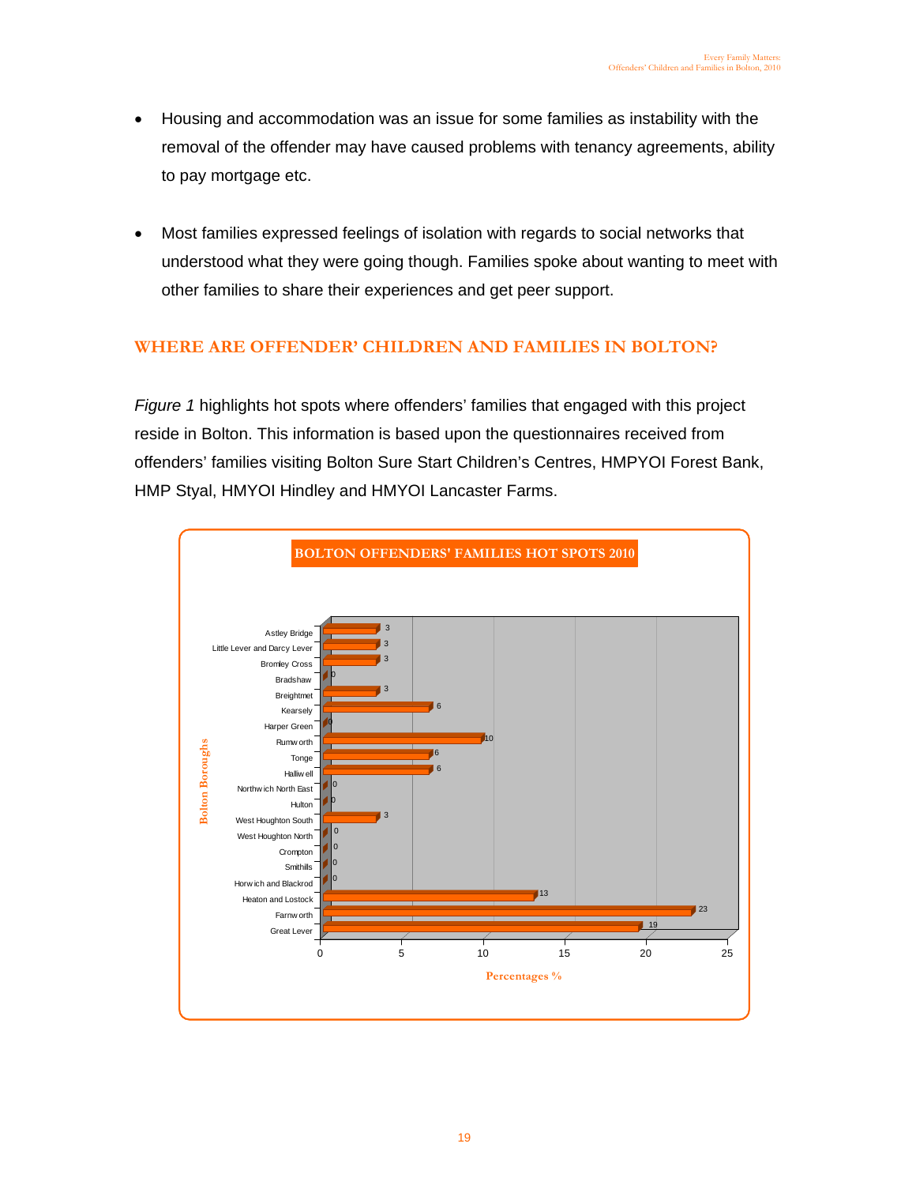- Housing and accommodation was an issue for some families as instability with the removal of the offender may have caused problems with tenancy agreements, ability to pay mortgage etc.

- Most families expressed feelings of isolation with regards to social networks that understood what they were going though. Families spoke about wanting to meet with other families to share their experiences and get peer support.

## WHERE ARE OFFENDER' CHILDREN AND FAMILIES IN BOLTON?

*Figure 1* highlights hot spots where offenders' families that engaged with this project reside in Bolton. This information is based upon the questionnaires received from offenders' families visiting Bolton Sure Start Children's Centres, HMPYOI Forest Bank, HMP Styal, HMYOI Hindley and HMYOI Lancaster Farms.

**BOLTON OFFENDERS' FAMILIES HOT SPOTS 2010**

| Bolton Boroughs | Percentages % |
| --- | --- |
| Astley Bridge | 3 |
| Little Lever and Darcy Lever | 3 |
| Bromley Cross | 3 |
| Bradshaw | 0 |
| Breightmet | 3 |
| Kearsely | 6 |
| Harper Green | 0 |
| Rumworth | 10 |
| Tonge | 6 |
| Halliwell | 6 |
| Northwich North East | 0 |
| Hulton | 0 |
| West Houghton South | 3 |
| West Houghton North | 0 |
| Crompton | 0 |
| Smithills | 0 |
| Horwich and Blackrod | 0 |
| Heaton and Lostock | 13 |
| Farnworth | 23 |
| Great Lever | 19 |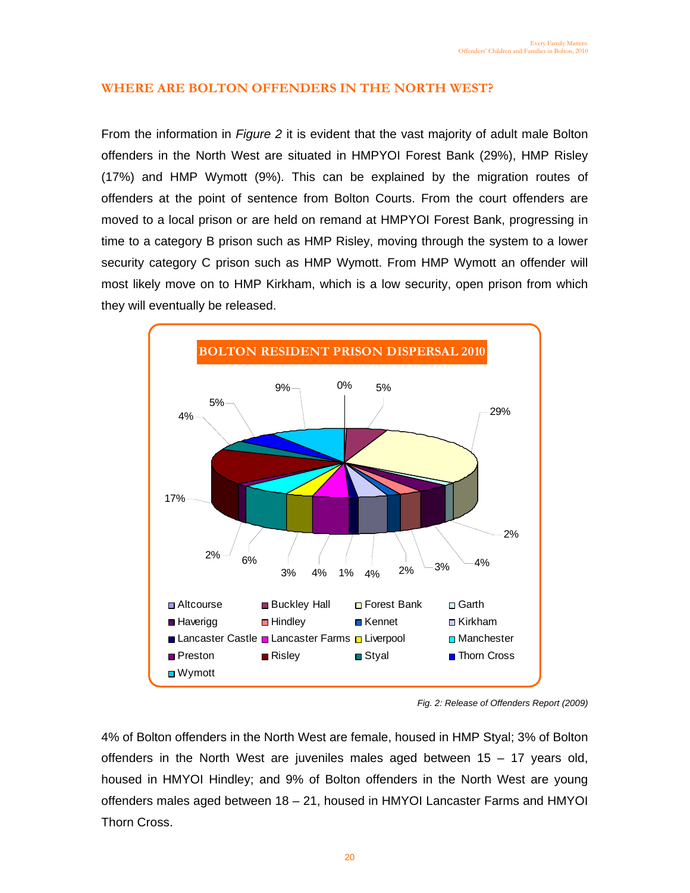## WHERE ARE BOLTON OFFENDERS IN THE NORTH WEST?

From the information in *Figure 2* it is evident that the vast majority of adult male Bolton offenders in the North West are situated in HMPYOI Forest Bank (29%), HMP Risley (17%) and HMP Wymott (9%). This can be explained by the migration routes of offenders at the point of sentence from Bolton Courts. From the court offenders are moved to a local prison or are held on remand at HMPYOI Forest Bank, progressing in time to a category B prison such as HMP Risley, moving through the system to a lower security category C prison such as HMP Wymott. From HMP Wymott an offender will most likely move on to HMP Kirkham, which is a low security, open prison from which they will eventually be released.

**BOLTON RESIDENT PRISON DISPERSAL 2010**

| Prison | % |
|---|---|
| Altcourse | 0% |
| Buckley Hall | 5% |
| Forest Bank | 29% |
| Garth | 2% |
| Haverigg | 4% |
| Hindley | 3% |
| Kennet | 2% |
| Kirkham | 4% |
| Lancaster Castle | 1% |
| Lancaster Farms | 4% |
| Liverpool | 3% |
| Manchester | 6% |
| Preston | 2% |
| Risley | 17% |
| Styal | 4% |
| Thorn Cross | 5% |
| Wymott | 9% |

*Fig. 2: Release of Offenders Report (2009)*

4% of Bolton offenders in the North West are female, housed in HMP Styal; 3% of Bolton offenders in the North West are juveniles males aged between 15 – 17 years old, housed in HMYOI Hindley; and 9% of Bolton offenders in the North West are young offenders males aged between 18 – 21, housed in HMYOI Lancaster Farms and HMYOI Thorn Cross.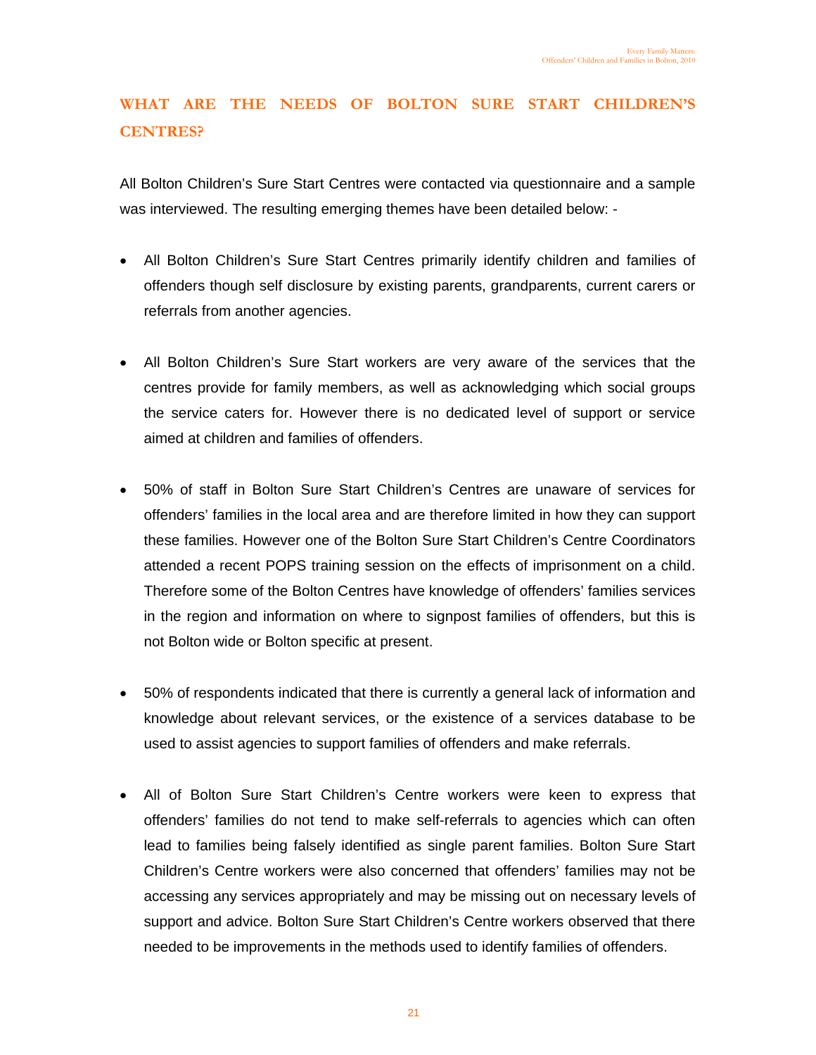## WHAT ARE THE NEEDS OF BOLTON SURE START CHILDREN'S CENTRES?

All Bolton Children's Sure Start Centres were contacted via questionnaire and a sample was interviewed. The resulting emerging themes have been detailed below: -

- All Bolton Children's Sure Start Centres primarily identify children and families of offenders though self disclosure by existing parents, grandparents, current carers or referrals from another agencies.

- All Bolton Children's Sure Start workers are very aware of the services that the centres provide for family members, as well as acknowledging which social groups the service caters for. However there is no dedicated level of support or service aimed at children and families of offenders.

- 50% of staff in Bolton Sure Start Children's Centres are unaware of services for offenders' families in the local area and are therefore limited in how they can support these families. However one of the Bolton Sure Start Children's Centre Coordinators attended a recent POPS training session on the effects of imprisonment on a child. Therefore some of the Bolton Centres have knowledge of offenders' families services in the region and information on where to signpost families of offenders, but this is not Bolton wide or Bolton specific at present.

- 50% of respondents indicated that there is currently a general lack of information and knowledge about relevant services, or the existence of a services database to be used to assist agencies to support families of offenders and make referrals.

- All of Bolton Sure Start Children's Centre workers were keen to express that offenders' families do not tend to make self-referrals to agencies which can often lead to families being falsely identified as single parent families. Bolton Sure Start Children's Centre workers were also concerned that offenders' families may not be accessing any services appropriately and may be missing out on necessary levels of support and advice. Bolton Sure Start Children's Centre workers observed that there needed to be improvements in the methods used to identify families of offenders.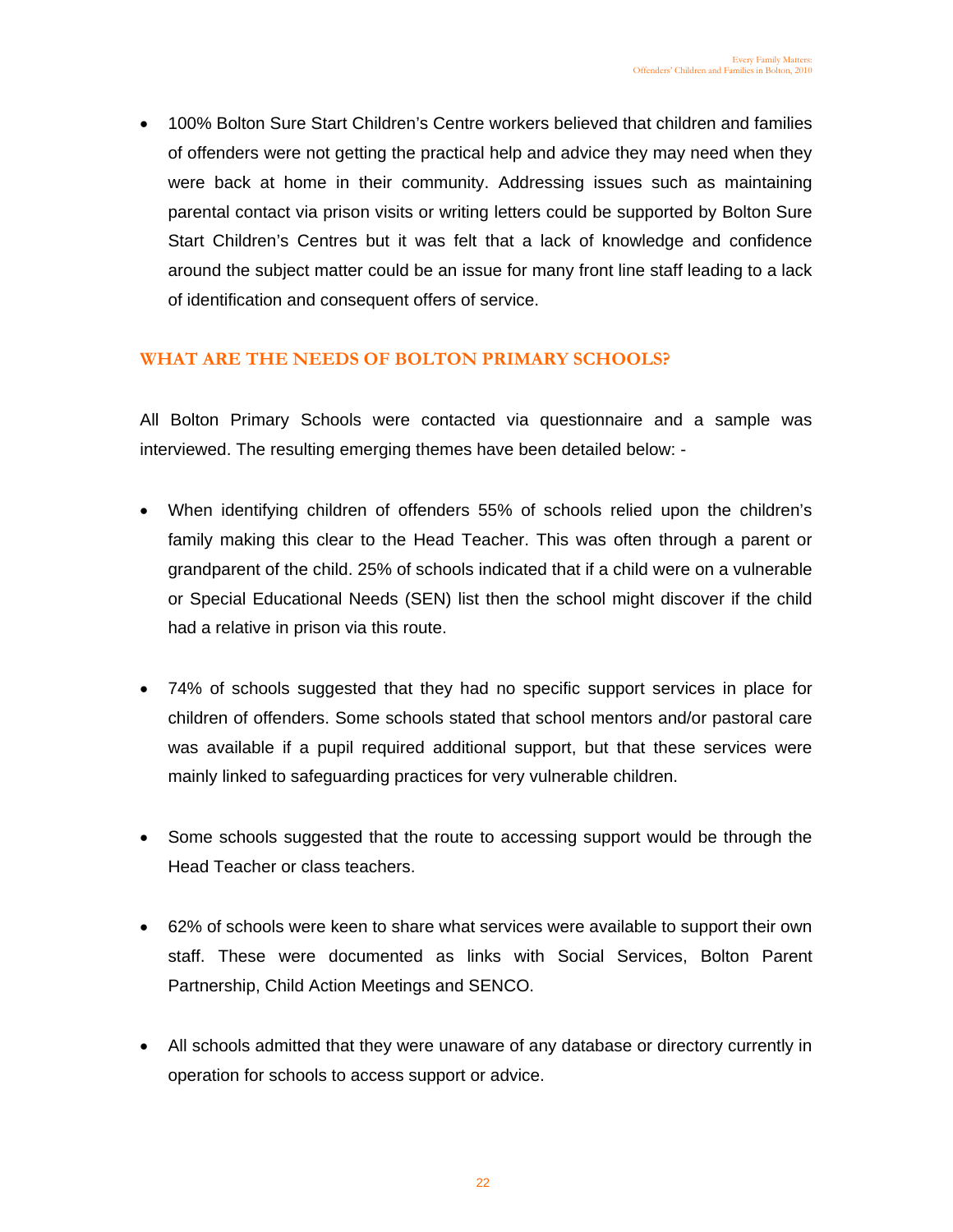- 100% Bolton Sure Start Children's Centre workers believed that children and families of offenders were not getting the practical help and advice they may need when they were back at home in their community. Addressing issues such as maintaining parental contact via prison visits or writing letters could be supported by Bolton Sure Start Children's Centres but it was felt that a lack of knowledge and confidence around the subject matter could be an issue for many front line staff leading to a lack of identification and consequent offers of service.

## WHAT ARE THE NEEDS OF BOLTON PRIMARY SCHOOLS?

All Bolton Primary Schools were contacted via questionnaire and a sample was interviewed. The resulting emerging themes have been detailed below: -

- When identifying children of offenders 55% of schools relied upon the children's family making this clear to the Head Teacher. This was often through a parent or grandparent of the child. 25% of schools indicated that if a child were on a vulnerable or Special Educational Needs (SEN) list then the school might discover if the child had a relative in prison via this route.

- 74% of schools suggested that they had no specific support services in place for children of offenders. Some schools stated that school mentors and/or pastoral care was available if a pupil required additional support, but that these services were mainly linked to safeguarding practices for very vulnerable children.

- Some schools suggested that the route to accessing support would be through the Head Teacher or class teachers.

- 62% of schools were keen to share what services were available to support their own staff. These were documented as links with Social Services, Bolton Parent Partnership, Child Action Meetings and SENCO.

- All schools admitted that they were unaware of any database or directory currently in operation for schools to access support or advice.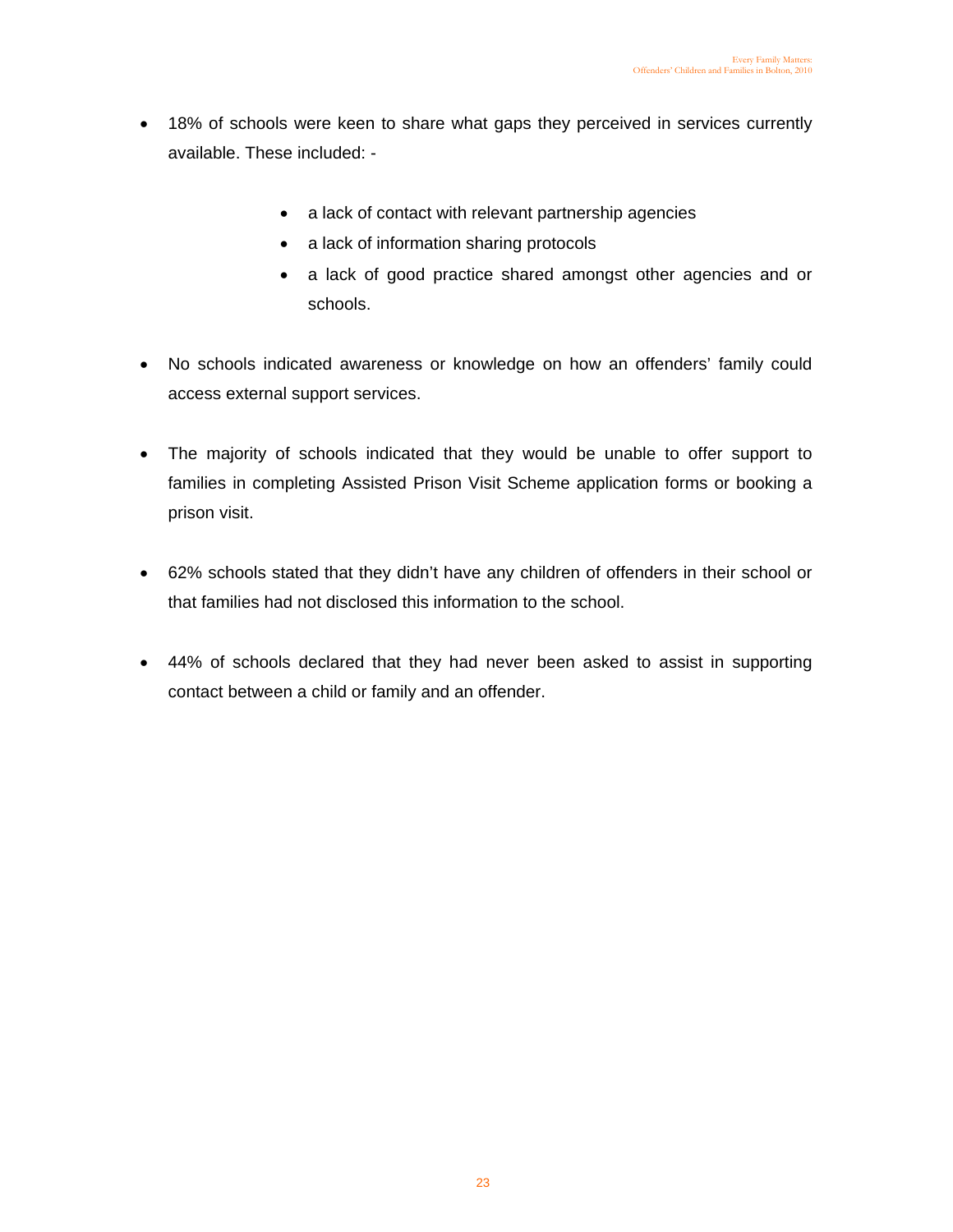- 18% of schools were keen to share what gaps they perceived in services currently available. These included: -

    - a lack of contact with relevant partnership agencies
    - a lack of information sharing protocols
    - a lack of good practice shared amongst other agencies and or schools.

- No schools indicated awareness or knowledge on how an offenders' family could access external support services.

- The majority of schools indicated that they would be unable to offer support to families in completing Assisted Prison Visit Scheme application forms or booking a prison visit.

- 62% schools stated that they didn't have any children of offenders in their school or that families had not disclosed this information to the school.

- 44% of schools declared that they had never been asked to assist in supporting contact between a child or family and an offender.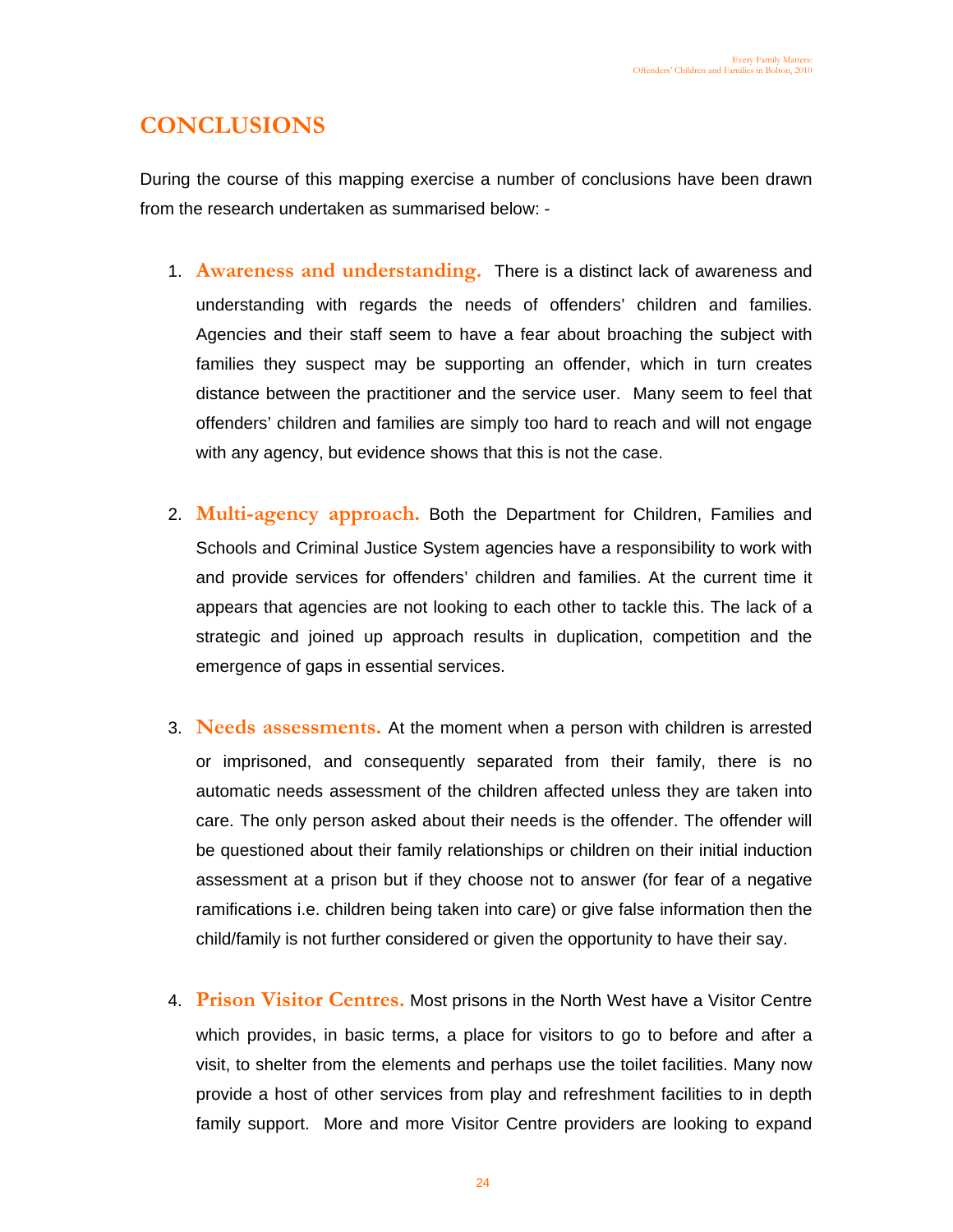# CONCLUSIONS

During the course of this mapping exercise a number of conclusions have been drawn from the research undertaken as summarised below: -

1. **Awareness and understanding.** There is a distinct lack of awareness and understanding with regards the needs of offenders' children and families. Agencies and their staff seem to have a fear about broaching the subject with families they suspect may be supporting an offender, which in turn creates distance between the practitioner and the service user. Many seem to feel that offenders' children and families are simply too hard to reach and will not engage with any agency, but evidence shows that this is not the case.

2. **Multi-agency approach.** Both the Department for Children, Families and Schools and Criminal Justice System agencies have a responsibility to work with and provide services for offenders' children and families. At the current time it appears that agencies are not looking to each other to tackle this. The lack of a strategic and joined up approach results in duplication, competition and the emergence of gaps in essential services.

3. **Needs assessments.** At the moment when a person with children is arrested or imprisoned, and consequently separated from their family, there is no automatic needs assessment of the children affected unless they are taken into care. The only person asked about their needs is the offender. The offender will be questioned about their family relationships or children on their initial induction assessment at a prison but if they choose not to answer (for fear of a negative ramifications i.e. children being taken into care) or give false information then the child/family is not further considered or given the opportunity to have their say.

4. **Prison Visitor Centres.** Most prisons in the North West have a Visitor Centre which provides, in basic terms, a place for visitors to go to before and after a visit, to shelter from the elements and perhaps use the toilet facilities. Many now provide a host of other services from play and refreshment facilities to in depth family support. More and more Visitor Centre providers are looking to expand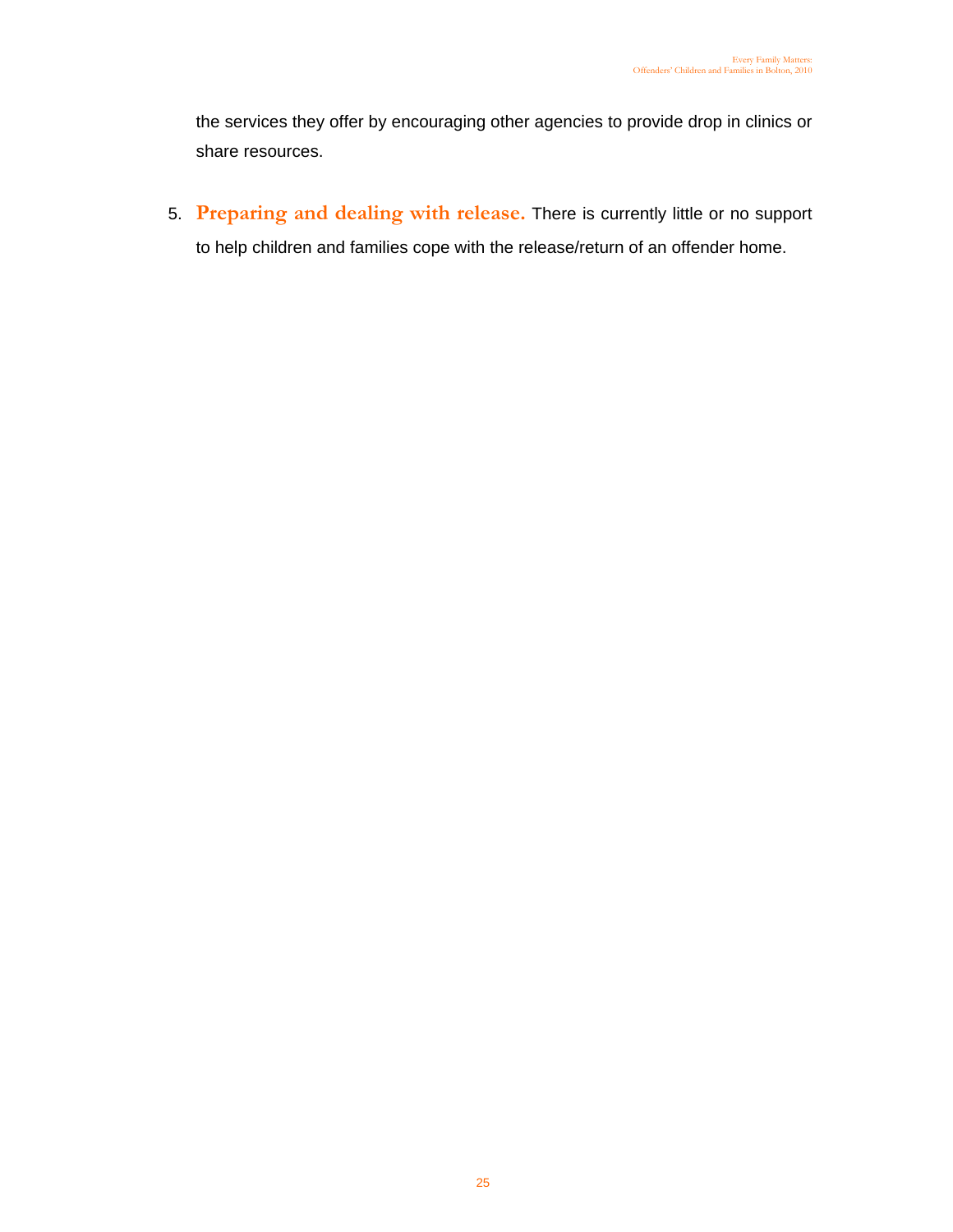the services they offer by encouraging other agencies to provide drop in clinics or share resources.

5. **Preparing and dealing with release.** There is currently little or no support to help children and families cope with the release/return of an offender home.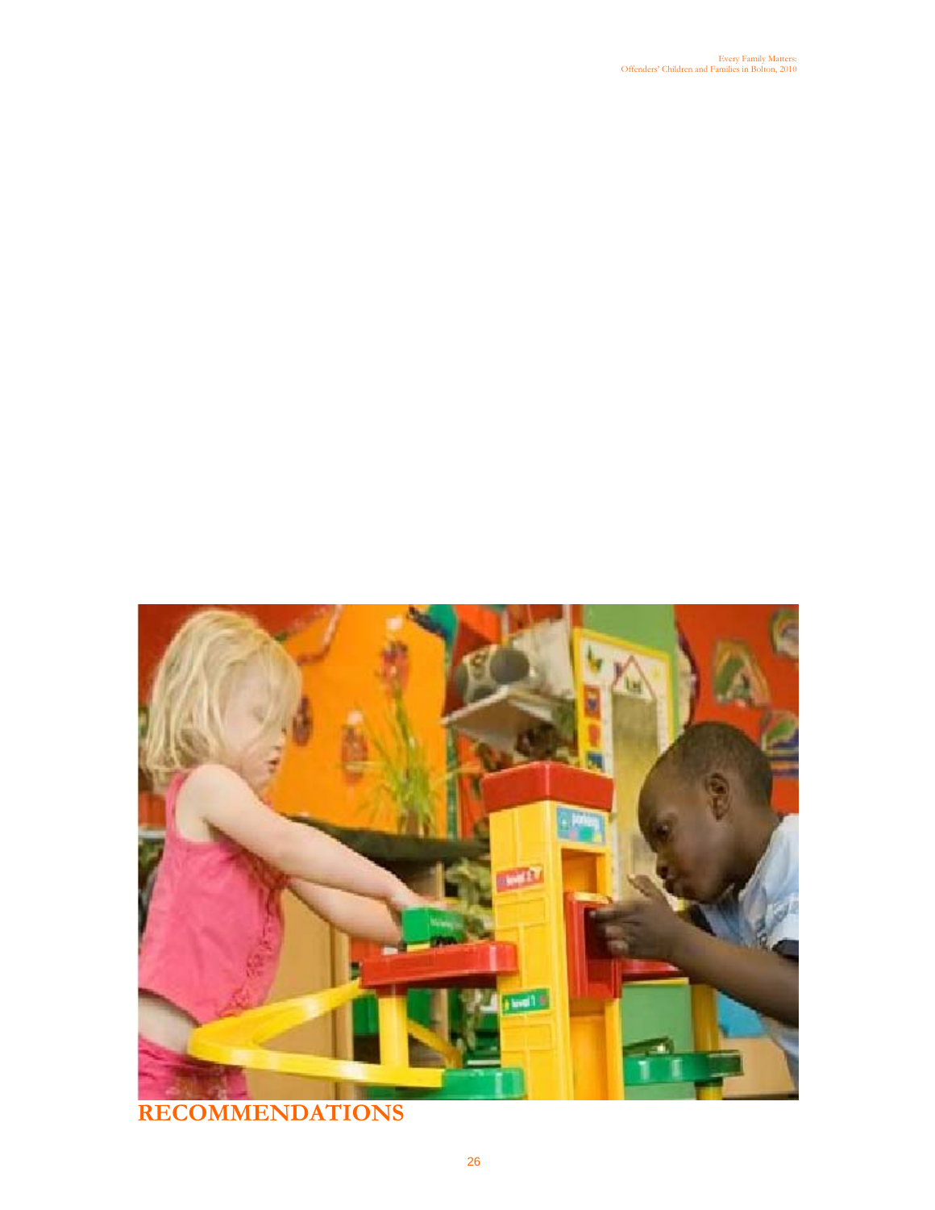# RECOMMENDATIONS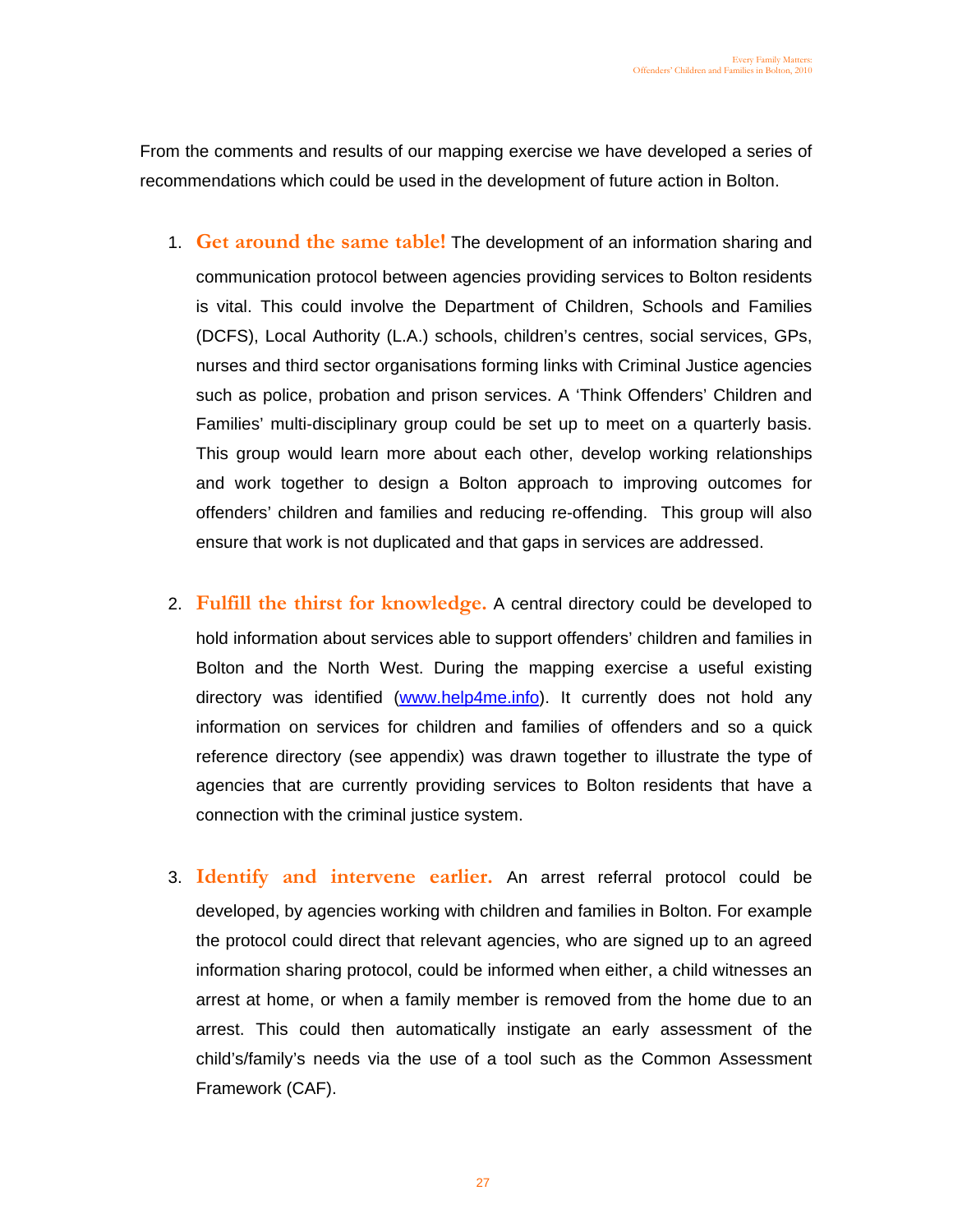From the comments and results of our mapping exercise we have developed a series of recommendations which could be used in the development of future action in Bolton.

1. **Get around the same table!** The development of an information sharing and communication protocol between agencies providing services to Bolton residents is vital. This could involve the Department of Children, Schools and Families (DCFS), Local Authority (L.A.) schools, children's centres, social services, GPs, nurses and third sector organisations forming links with Criminal Justice agencies such as police, probation and prison services. A 'Think Offenders' Children and Families' multi-disciplinary group could be set up to meet on a quarterly basis. This group would learn more about each other, develop working relationships and work together to design a Bolton approach to improving outcomes for offenders' children and families and reducing re-offending. This group will also ensure that work is not duplicated and that gaps in services are addressed.

2. **Fulfill the thirst for knowledge.** A central directory could be developed to hold information about services able to support offenders' children and families in Bolton and the North West. During the mapping exercise a useful existing directory was identified ([www.help4me.info](www.help4me.info)). It currently does not hold any information on services for children and families of offenders and so a quick reference directory (see appendix) was drawn together to illustrate the type of agencies that are currently providing services to Bolton residents that have a connection with the criminal justice system.

3. **Identify and intervene earlier.** An arrest referral protocol could be developed, by agencies working with children and families in Bolton. For example the protocol could direct that relevant agencies, who are signed up to an agreed information sharing protocol, could be informed when either, a child witnesses an arrest at home, or when a family member is removed from the home due to an arrest. This could then automatically instigate an early assessment of the child's/family's needs via the use of a tool such as the Common Assessment Framework (CAF).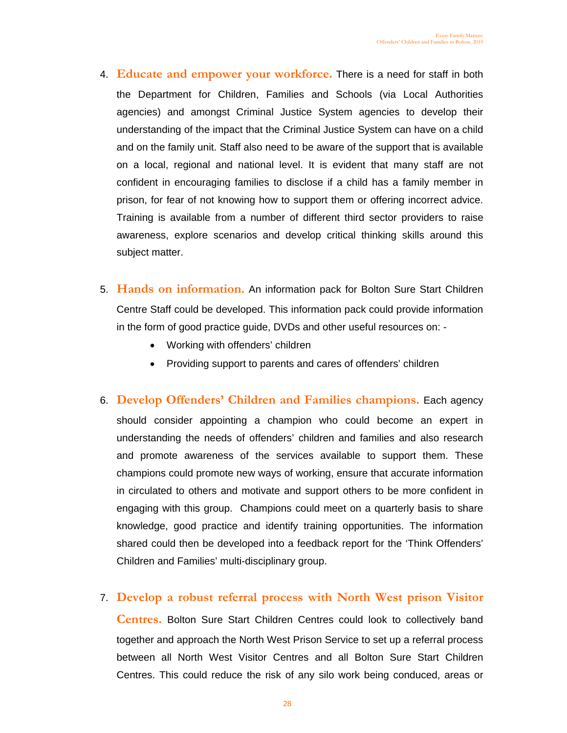4. **Educate and empower your workforce.** There is a need for staff in both the Department for Children, Families and Schools (via Local Authorities agencies) and amongst Criminal Justice System agencies to develop their understanding of the impact that the Criminal Justice System can have on a child and on the family unit. Staff also need to be aware of the support that is available on a local, regional and national level. It is evident that many staff are not confident in encouraging families to disclose if a child has a family member in prison, for fear of not knowing how to support them or offering incorrect advice. Training is available from a number of different third sector providers to raise awareness, explore scenarios and develop critical thinking skills around this subject matter.

5. **Hands on information.** An information pack for Bolton Sure Start Children Centre Staff could be developed. This information pack could provide information in the form of good practice guide, DVDs and other useful resources on: -
   - Working with offenders' children
   - Providing support to parents and cares of offenders' children

6. **Develop Offenders' Children and Families champions.** Each agency should consider appointing a champion who could become an expert in understanding the needs of offenders' children and families and also research and promote awareness of the services available to support them. These champions could promote new ways of working, ensure that accurate information in circulated to others and motivate and support others to be more confident in engaging with this group. Champions could meet on a quarterly basis to share knowledge, good practice and identify training opportunities. The information shared could then be developed into a feedback report for the 'Think Offenders' Children and Families' multi-disciplinary group.

7. **Develop a robust referral process with North West prison Visitor Centres.** Bolton Sure Start Children Centres could look to collectively band together and approach the North West Prison Service to set up a referral process between all North West Visitor Centres and all Bolton Sure Start Children Centres. This could reduce the risk of any silo work being conduced, areas or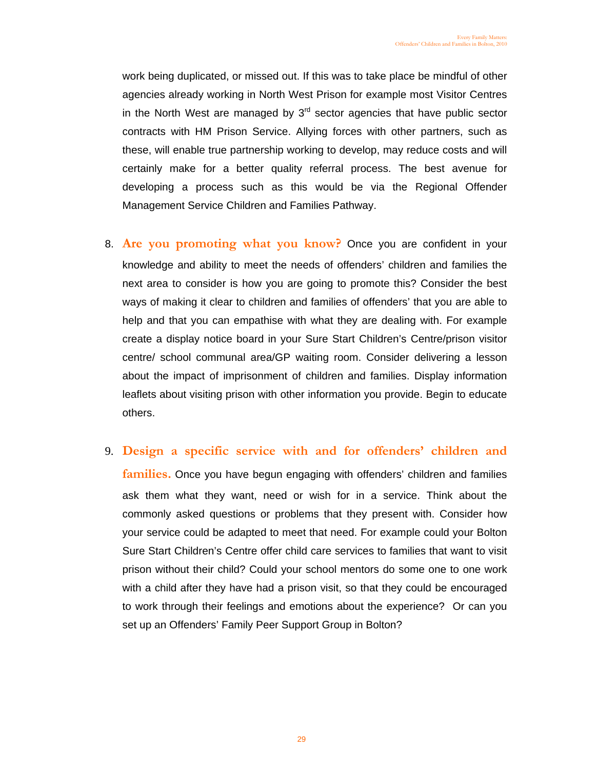work being duplicated, or missed out. If this was to take place be mindful of other agencies already working in North West Prison for example most Visitor Centres in the North West are managed by 3rd sector agencies that have public sector contracts with HM Prison Service. Allying forces with other partners, such as these, will enable true partnership working to develop, may reduce costs and will certainly make for a better quality referral process. The best avenue for developing a process such as this would be via the Regional Offender Management Service Children and Families Pathway.

8. **Are you promoting what you know?** Once you are confident in your knowledge and ability to meet the needs of offenders' children and families the next area to consider is how you are going to promote this? Consider the best ways of making it clear to children and families of offenders' that you are able to help and that you can empathise with what they are dealing with. For example create a display notice board in your Sure Start Children's Centre/prison visitor centre/ school communal area/GP waiting room. Consider delivering a lesson about the impact of imprisonment of children and families. Display information leaflets about visiting prison with other information you provide. Begin to educate others.

9. **Design a specific service with and for offenders' children and families.** Once you have begun engaging with offenders' children and families ask them what they want, need or wish for in a service. Think about the commonly asked questions or problems that they present with. Consider how your service could be adapted to meet that need. For example could your Bolton Sure Start Children's Centre offer child care services to families that want to visit prison without their child? Could your school mentors do some one to one work with a child after they have had a prison visit, so that they could be encouraged to work through their feelings and emotions about the experience? Or can you set up an Offenders' Family Peer Support Group in Bolton?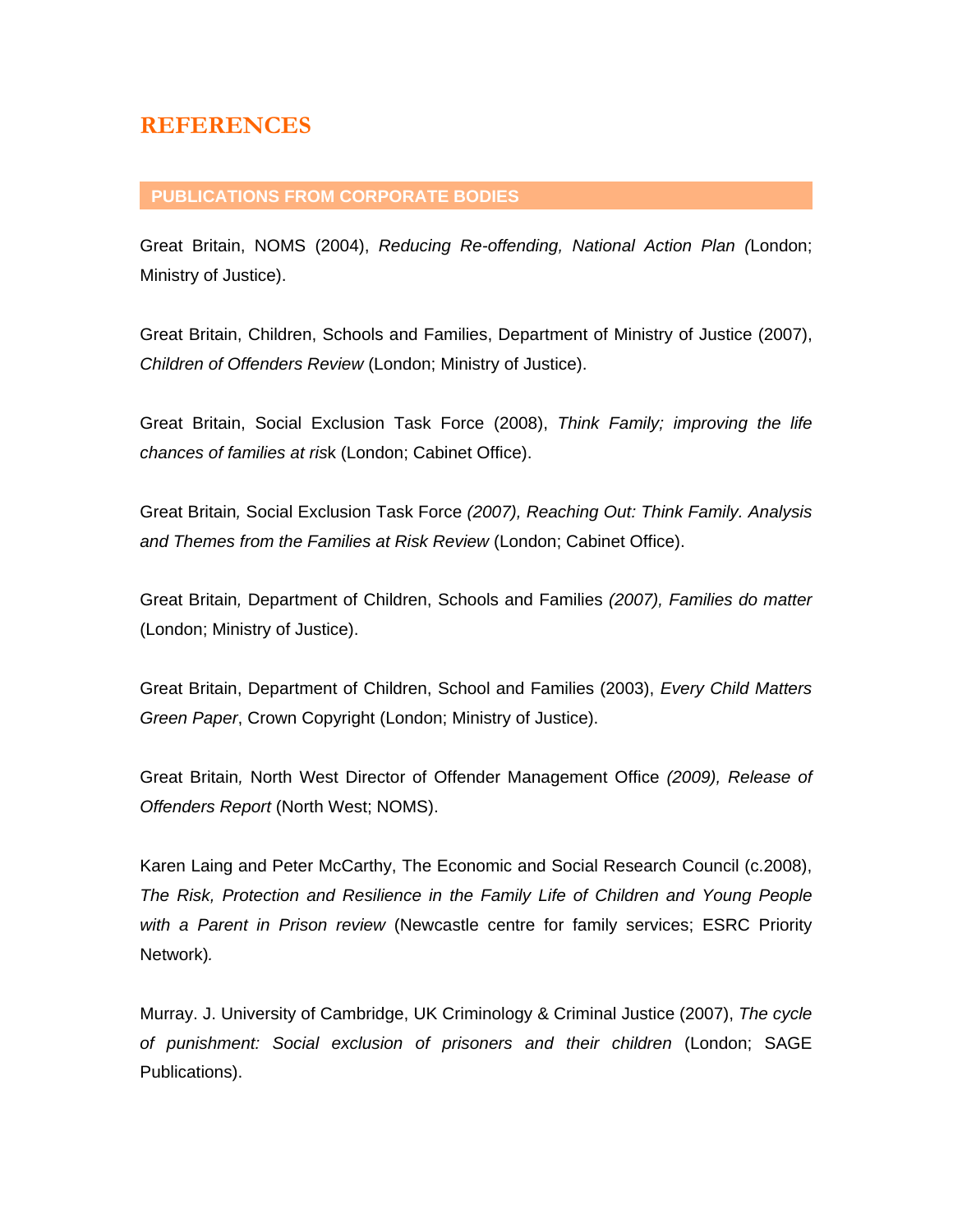# REFERENCES

## PUBLICATIONS FROM CORPORATE BODIES

Great Britain, NOMS (2004), *Reducing Re-offending, National Action Plan (*London; Ministry of Justice).

Great Britain, Children, Schools and Families, Department of Ministry of Justice (2007), *Children of Offenders Review* (London; Ministry of Justice).

Great Britain, Social Exclusion Task Force (2008), *Think Family; improving the life chances of families at ris*k (London; Cabinet Office).

Great Britain*,* Social Exclusion Task Force *(2007), Reaching Out: Think Family. Analysis and Themes from the Families at Risk Review* (London; Cabinet Office).

Great Britain*,* Department of Children, Schools and Families *(2007), Families do matter* (London; Ministry of Justice).

Great Britain, Department of Children, School and Families (2003), *Every Child Matters Green Paper*, Crown Copyright (London; Ministry of Justice).

Great Britain*,* North West Director of Offender Management Office *(2009), Release of Offenders Report* (North West; NOMS).

Karen Laing and Peter McCarthy, The Economic and Social Research Council (c.2008), *The Risk, Protection and Resilience in the Family Life of Children and Young People with a Parent in Prison review* (Newcastle centre for family services; ESRC Priority Network)*.*

Murray. J. University of Cambridge, UK Criminology & Criminal Justice (2007), *The cycle of punishment: Social exclusion of prisoners and their children* (London; SAGE Publications).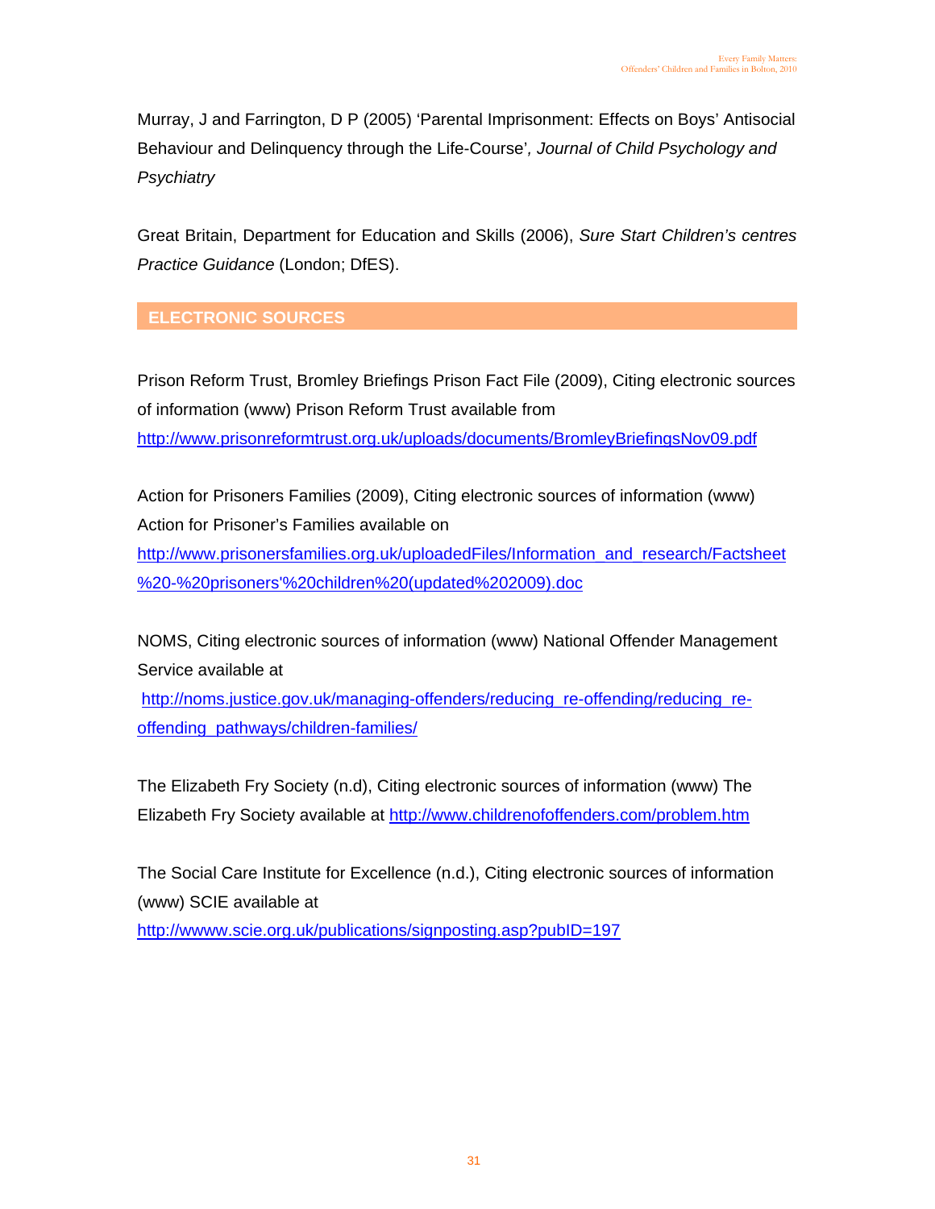Murray, J and Farrington, D P (2005) 'Parental Imprisonment: Effects on Boys' Antisocial Behaviour and Delinquency through the Life-Course', *Journal of Child Psychology and Psychiatry*

Great Britain, Department for Education and Skills (2006), *Sure Start Children's centres Practice Guidance* (London; DfES).

## ELECTRONIC SOURCES

Prison Reform Trust, Bromley Briefings Prison Fact File (2009), Citing electronic sources of information (www) Prison Reform Trust available from http://www.prisonreformtrust.org.uk/uploads/documents/BromleyBriefingsNov09.pdf

Action for Prisoners Families (2009), Citing electronic sources of information (www) Action for Prisoner's Families available on http://www.prisonersfamilies.org.uk/uploadedFiles/Information_and_research/Factsheet%20-%20prisoners'%20children%20(updated%202009).doc

NOMS, Citing electronic sources of information (www) National Offender Management Service available at http://noms.justice.gov.uk/managing-offenders/reducing_re-offending/reducing_re-offending_pathways/children-families/

The Elizabeth Fry Society (n.d), Citing electronic sources of information (www) The Elizabeth Fry Society available at http://www.childrenofoffenders.com/problem.htm

The Social Care Institute for Excellence (n.d.), Citing electronic sources of information (www) SCIE available at http://wwww.scie.org.uk/publications/signposting.asp?pubID=197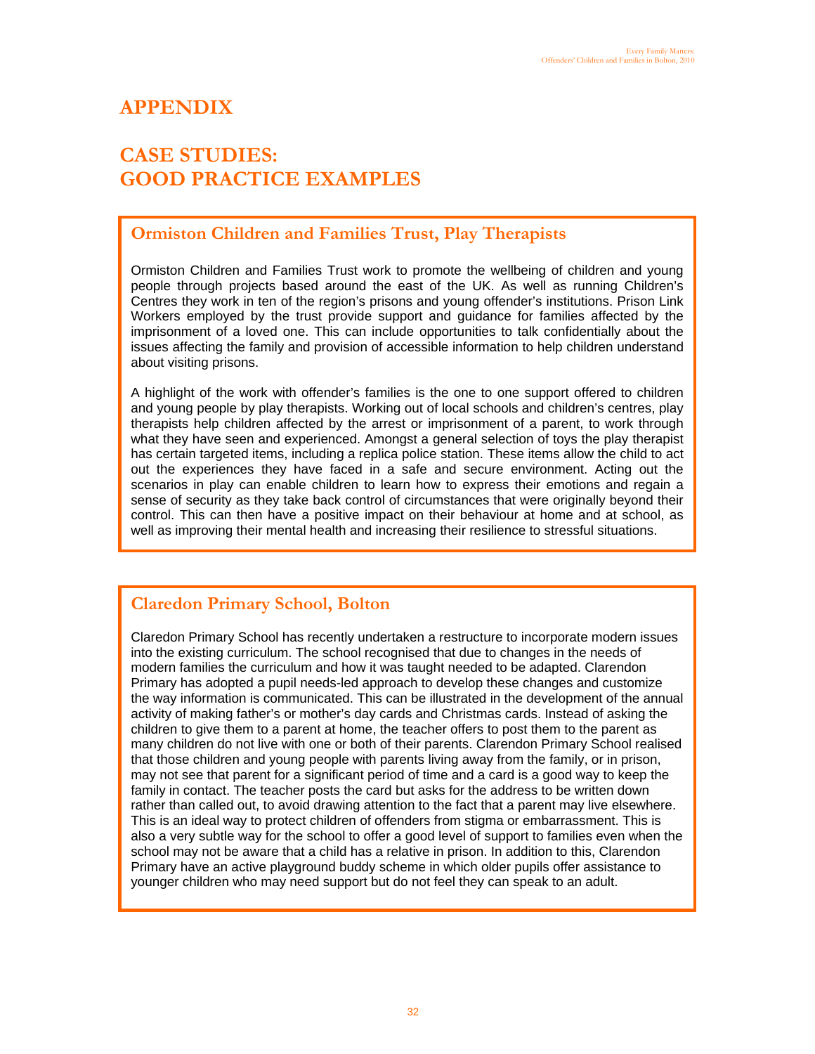# APPENDIX

# CASE STUDIES: GOOD PRACTICE EXAMPLES

## Ormiston Children and Families Trust, Play Therapists

Ormiston Children and Families Trust work to promote the wellbeing of children and young people through projects based around the east of the UK. As well as running Children's Centres they work in ten of the region's prisons and young offender's institutions. Prison Link Workers employed by the trust provide support and guidance for families affected by the imprisonment of a loved one. This can include opportunities to talk confidentially about the issues affecting the family and provision of accessible information to help children understand about visiting prisons.

A highlight of the work with offender's families is the one to one support offered to children and young people by play therapists. Working out of local schools and children's centres, play therapists help children affected by the arrest or imprisonment of a parent, to work through what they have seen and experienced. Amongst a general selection of toys the play therapist has certain targeted items, including a replica police station. These items allow the child to act out the experiences they have faced in a safe and secure environment. Acting out the scenarios in play can enable children to learn how to express their emotions and regain a sense of security as they take back control of circumstances that were originally beyond their control. This can then have a positive impact on their behaviour at home and at school, as well as improving their mental health and increasing their resilience to stressful situations.

## Claredon Primary School, Bolton

Claredon Primary School has recently undertaken a restructure to incorporate modern issues into the existing curriculum. The school recognised that due to changes in the needs of modern families the curriculum and how it was taught needed to be adapted. Clarendon Primary has adopted a pupil needs-led approach to develop these changes and customize the way information is communicated. This can be illustrated in the development of the annual activity of making father's or mother's day cards and Christmas cards. Instead of asking the children to give them to a parent at home, the teacher offers to post them to the parent as many children do not live with one or both of their parents. Clarendon Primary School realised that those children and young people with parents living away from the family, or in prison, may not see that parent for a significant period of time and a card is a good way to keep the family in contact. The teacher posts the card but asks for the address to be written down rather than called out, to avoid drawing attention to the fact that a parent may live elsewhere. This is an ideal way to protect children of offenders from stigma or embarrassment. This is also a very subtle way for the school to offer a good level of support to families even when the school may not be aware that a child has a relative in prison. In addition to this, Clarendon Primary have an active playground buddy scheme in which older pupils offer assistance to younger children who may need support but do not feel they can speak to an adult.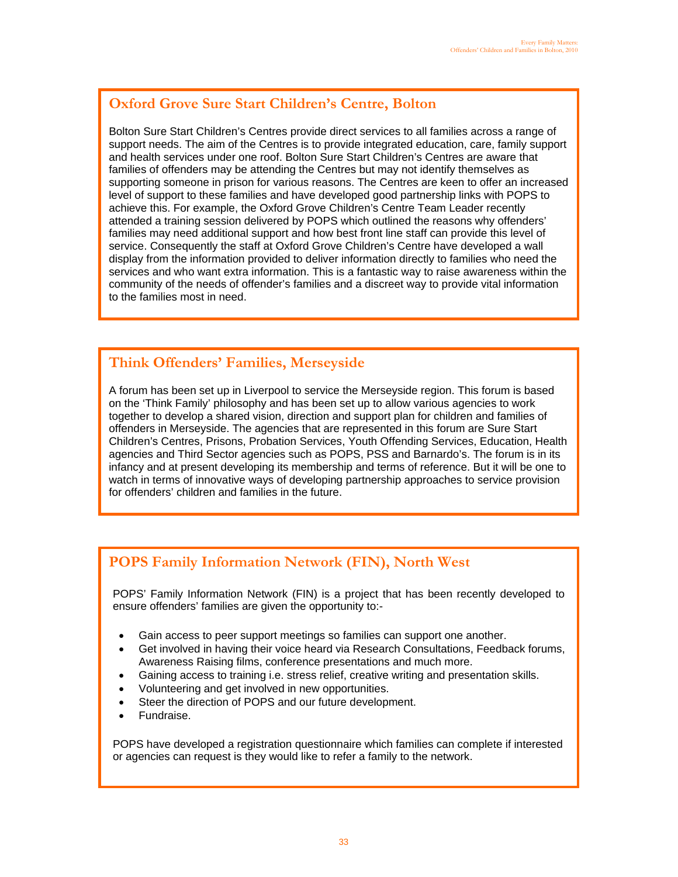## Oxford Grove Sure Start Children's Centre, Bolton

Bolton Sure Start Children's Centres provide direct services to all families across a range of support needs. The aim of the Centres is to provide integrated education, care, family support and health services under one roof. Bolton Sure Start Children's Centres are aware that families of offenders may be attending the Centres but may not identify themselves as supporting someone in prison for various reasons. The Centres are keen to offer an increased level of support to these families and have developed good partnership links with POPS to achieve this. For example, the Oxford Grove Children's Centre Team Leader recently attended a training session delivered by POPS which outlined the reasons why offenders' families may need additional support and how best front line staff can provide this level of service. Consequently the staff at Oxford Grove Children's Centre have developed a wall display from the information provided to deliver information directly to families who need the services and who want extra information. This is a fantastic way to raise awareness within the community of the needs of offender's families and a discreet way to provide vital information to the families most in need.

## Think Offenders' Families, Merseyside

A forum has been set up in Liverpool to service the Merseyside region. This forum is based on the 'Think Family' philosophy and has been set up to allow various agencies to work together to develop a shared vision, direction and support plan for children and families of offenders in Merseyside. The agencies that are represented in this forum are Sure Start Children's Centres, Prisons, Probation Services, Youth Offending Services, Education, Health agencies and Third Sector agencies such as POPS, PSS and Barnardo's. The forum is in its infancy and at present developing its membership and terms of reference. But it will be one to watch in terms of innovative ways of developing partnership approaches to service provision for offenders' children and families in the future.

## POPS Family Information Network (FIN), North West

POPS' Family Information Network (FIN) is a project that has been recently developed to ensure offenders' families are given the opportunity to:-

- Gain access to peer support meetings so families can support one another.
- Get involved in having their voice heard via Research Consultations, Feedback forums, Awareness Raising films, conference presentations and much more.
- Gaining access to training i.e. stress relief, creative writing and presentation skills.
- Volunteering and get involved in new opportunities.
- Steer the direction of POPS and our future development.
- Fundraise.

POPS have developed a registration questionnaire which families can complete if interested or agencies can request is they would like to refer a family to the network.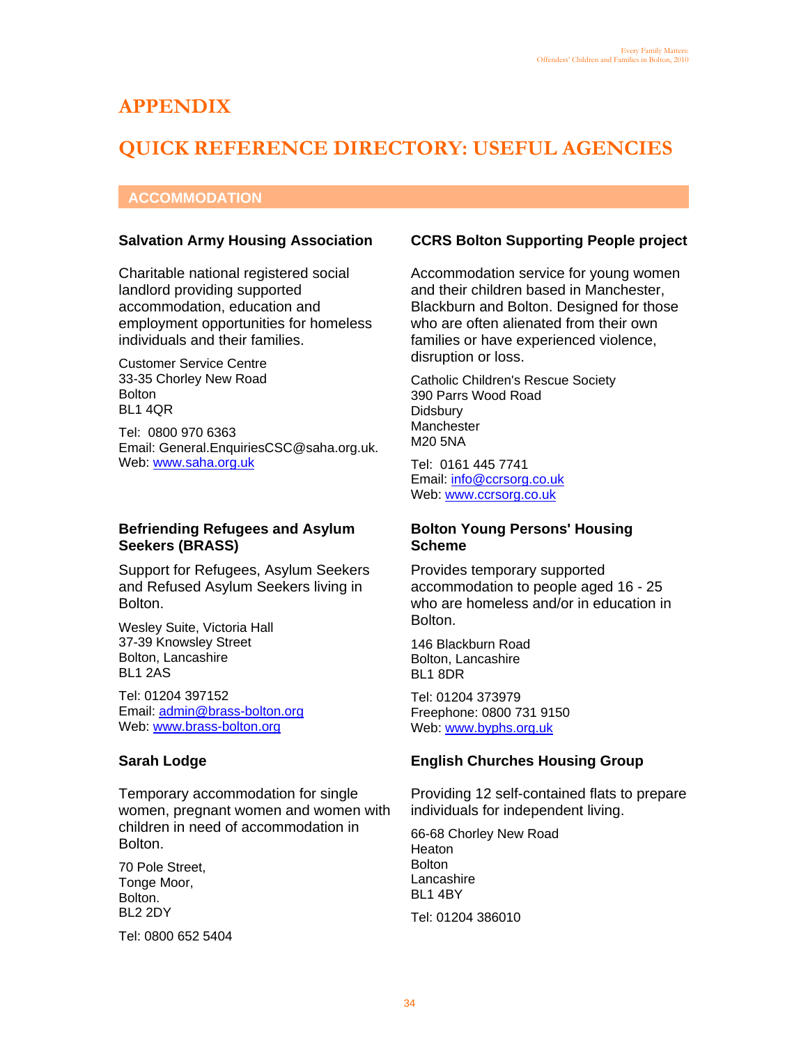# APPENDIX

# QUICK REFERENCE DIRECTORY: USEFUL AGENCIES

## ACCOMMODATION

### Salvation Army Housing Association

Charitable national registered social landlord providing supported accommodation, education and employment opportunities for homeless individuals and their families.

Customer Service Centre
33-35 Chorley New Road
Bolton
BL1 4QR

Tel: 0800 970 6363
Email: General.EnquiriesCSC@saha.org.uk.
Web: www.saha.org.uk

### CCRS Bolton Supporting People project

Accommodation service for young women and their children based in Manchester, Blackburn and Bolton. Designed for those who are often alienated from their own families or have experienced violence, disruption or loss.

Catholic Children's Rescue Society
390 Parrs Wood Road
Didsbury
Manchester
M20 5NA

Tel: 0161 445 7741
Email: info@ccrsorg.co.uk
Web: www.ccrsorg.co.uk

### Befriending Refugees and Asylum Seekers (BRASS)

Support for Refugees, Asylum Seekers and Refused Asylum Seekers living in Bolton.

Wesley Suite, Victoria Hall
37-39 Knowsley Street
Bolton, Lancashire
BL1 2AS

Tel: 01204 397152
Email: admin@brass-bolton.org
Web: www.brass-bolton.org

### Bolton Young Persons' Housing Scheme

Provides temporary supported accommodation to people aged 16 - 25 who are homeless and/or in education in Bolton.

146 Blackburn Road
Bolton, Lancashire
BL1 8DR

Tel: 01204 373979
Freephone: 0800 731 9150
Web: www.byphs.org.uk

### Sarah Lodge

Temporary accommodation for single women, pregnant women and women with children in need of accommodation in Bolton.

70 Pole Street,
Tonge Moor,
Bolton.
BL2 2DY

Tel: 0800 652 5404

### English Churches Housing Group

Providing 12 self-contained flats to prepare individuals for independent living.

66-68 Chorley New Road
Heaton
Bolton
Lancashire
BL1 4BY

Tel: 01204 386010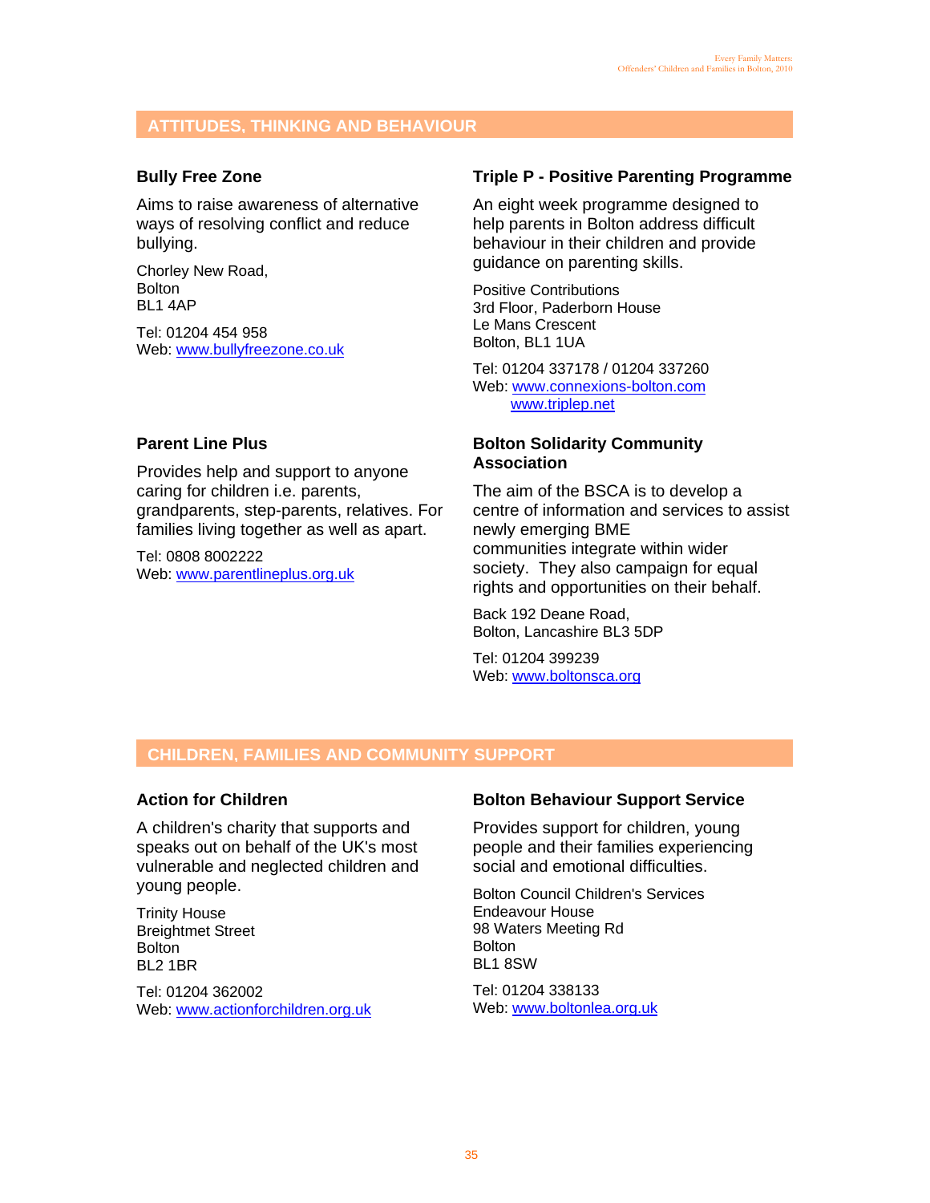## ATTITUDES, THINKING AND BEHAVIOUR

### Bully Free Zone

Aims to raise awareness of alternative ways of resolving conflict and reduce bullying.

Chorley New Road,
Bolton
BL1 4AP

Tel: 01204 454 958
Web: www.bullyfreezone.co.uk

### Triple P - Positive Parenting Programme

An eight week programme designed to help parents in Bolton address difficult behaviour in their children and provide guidance on parenting skills.

Positive Contributions
3rd Floor, Paderborn House
Le Mans Crescent
Bolton, BL1 1UA

Tel: 01204 337178 / 01204 337260
Web: www.connexions-bolton.com
www.triplep.net

### Parent Line Plus

Provides help and support to anyone caring for children i.e. parents, grandparents, step-parents, relatives. For families living together as well as apart.

Tel: 0808 8002222
Web: www.parentlineplus.org.uk

### Bolton Solidarity Community Association

The aim of the BSCA is to develop a centre of information and services to assist newly emerging BME communities integrate within wider society. They also campaign for equal rights and opportunities on their behalf.

Back 192 Deane Road,
Bolton, Lancashire BL3 5DP

Tel: 01204 399239
Web: www.boltonsca.org

## CHILDREN, FAMILIES AND COMMUNITY SUPPORT

### Action for Children

A children's charity that supports and speaks out on behalf of the UK's most vulnerable and neglected children and young people.

Trinity House
Breightmet Street
Bolton
BL2 1BR

Tel: 01204 362002
Web: www.actionforchildren.org.uk

### Bolton Behaviour Support Service

Provides support for children, young people and their families experiencing social and emotional difficulties.

Bolton Council Children's Services
Endeavour House
98 Waters Meeting Rd
Bolton
BL1 8SW

Tel: 01204 338133
Web: www.boltonlea.org.uk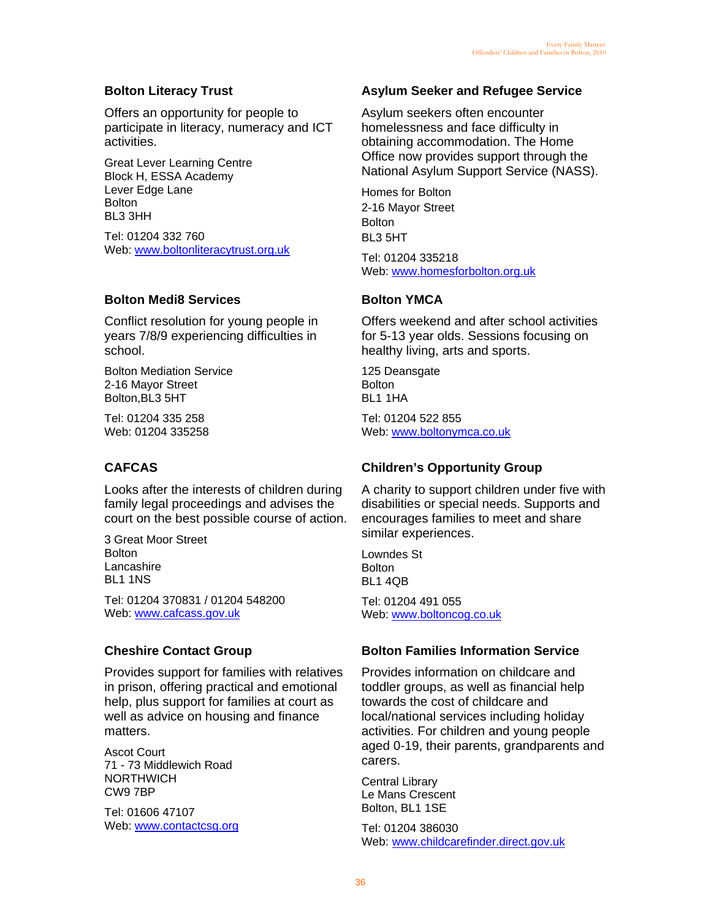### Bolton Literacy Trust

Offers an opportunity for people to participate in literacy, numeracy and ICT activities.

Great Lever Learning Centre
Block H, ESSA Academy
Lever Edge Lane
Bolton
BL3 3HH

Tel: 01204 332 760
Web: www.boltonliteracytrust.org.uk

### Bolton Medi8 Services

Conflict resolution for young people in years 7/8/9 experiencing difficulties in school.

Bolton Mediation Service
2-16 Mayor Street
Bolton,BL3 5HT

Tel: 01204 335 258
Web: 01204 335258

### CAFCAS

Looks after the interests of children during family legal proceedings and advises the court on the best possible course of action.

3 Great Moor Street
Bolton
Lancashire
BL1 1NS

Tel: 01204 370831 / 01204 548200
Web: www.cafcass.gov.uk

### Cheshire Contact Group

Provides support for families with relatives in prison, offering practical and emotional help, plus support for families at court as well as advice on housing and finance matters.

Ascot Court
71 - 73 Middlewich Road
NORTHWICH
CW9 7BP

Tel: 01606 47107
Web: www.contactcsg.org

### Asylum Seeker and Refugee Service

Asylum seekers often encounter homelessness and face difficulty in obtaining accommodation. The Home Office now provides support through the National Asylum Support Service (NASS).

Homes for Bolton
2-16 Mayor Street
Bolton
BL3 5HT

Tel: 01204 335218
Web: www.homesforbolton.org.uk

### Bolton YMCA

Offers weekend and after school activities for 5-13 year olds. Sessions focusing on healthy living, arts and sports.

125 Deansgate
Bolton
BL1 1HA

Tel: 01204 522 855
Web: www.boltonymca.co.uk

### Children's Opportunity Group

A charity to support children under five with disabilities or special needs. Supports and encourages families to meet and share similar experiences.

Lowndes St
Bolton
BL1 4QB

Tel: 01204 491 055
Web: www.boltoncog.co.uk

### Bolton Families Information Service

Provides information on childcare and toddler groups, as well as financial help towards the cost of childcare and local/national services including holiday activities. For children and young people aged 0-19, their parents, grandparents and carers.

Central Library
Le Mans Crescent
Bolton, BL1 1SE

Tel: 01204 386030
Web: www.childcarefinder.direct.gov.uk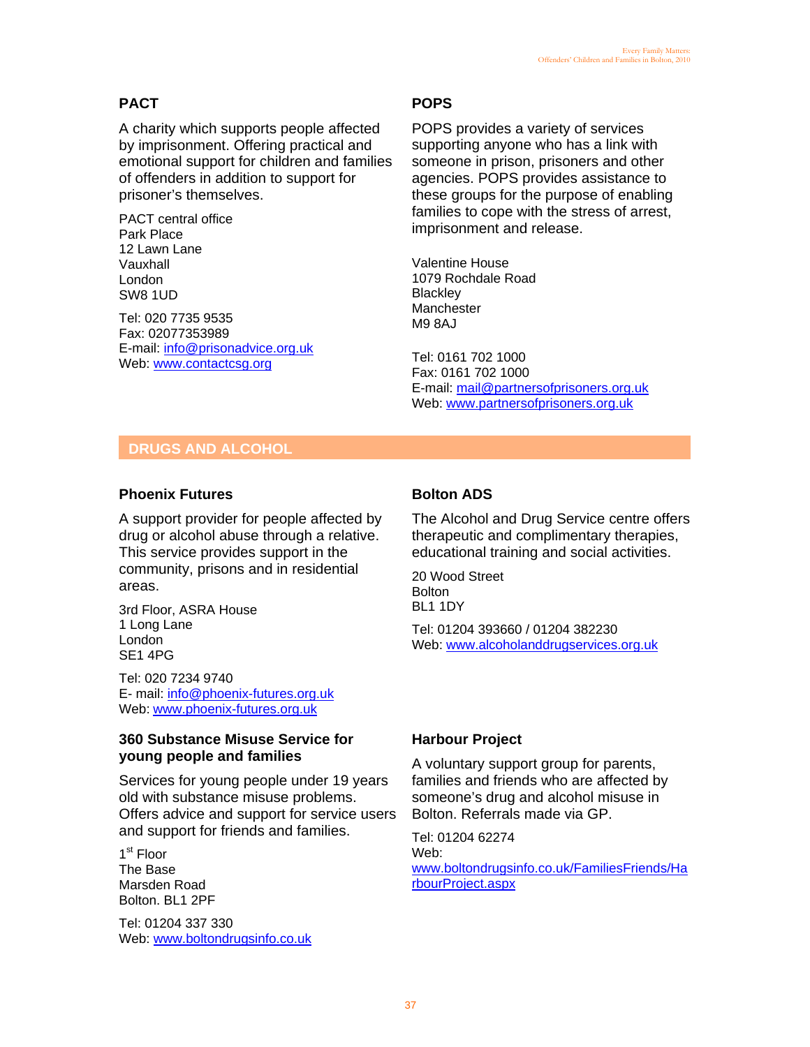### PACT

A charity which supports people affected by imprisonment. Offering practical and emotional support for children and families of offenders in addition to support for prisoner's themselves.

PACT central office
Park Place
12 Lawn Lane
Vauxhall
London
SW8 1UD

Tel: 020 7735 9535
Fax: 02077353989
E-mail: info@prisonadvice.org.uk
Web: www.contactcsg.org

### POPS

POPS provides a variety of services supporting anyone who has a link with someone in prison, prisoners and other agencies. POPS provides assistance to these groups for the purpose of enabling families to cope with the stress of arrest, imprisonment and release.

Valentine House
1079 Rochdale Road
Blackley
Manchester
M9 8AJ

Tel: 0161 702 1000
Fax: 0161 702 1000
E-mail: mail@partnersofprisoners.org.uk
Web: www.partnersofprisoners.org.uk

## DRUGS AND ALCOHOL

### Phoenix Futures

A support provider for people affected by drug or alcohol abuse through a relative. This service provides support in the community, prisons and in residential areas.

3rd Floor, ASRA House
1 Long Lane
London
SE1 4PG

Tel: 020 7234 9740
E- mail: info@phoenix-futures.org.uk
Web: www.phoenix-futures.org.uk

### 360 Substance Misuse Service for young people and families

Services for young people under 19 years old with substance misuse problems. Offers advice and support for service users and support for friends and families.

1st Floor
The Base
Marsden Road
Bolton. BL1 2PF

Tel: 01204 337 330
Web: www.boltondrugsinfo.co.uk

### Bolton ADS

The Alcohol and Drug Service centre offers therapeutic and complimentary therapies, educational training and social activities.

20 Wood Street
Bolton
BL1 1DY

Tel: 01204 393660 / 01204 382230
Web: www.alcoholanddrugservices.org.uk

### Harbour Project

A voluntary support group for parents, families and friends who are affected by someone's drug and alcohol misuse in Bolton. Referrals made via GP.

Tel: 01204 62274
Web: www.boltondrugsinfo.co.uk/FamiliesFriends/HarbourProject.aspx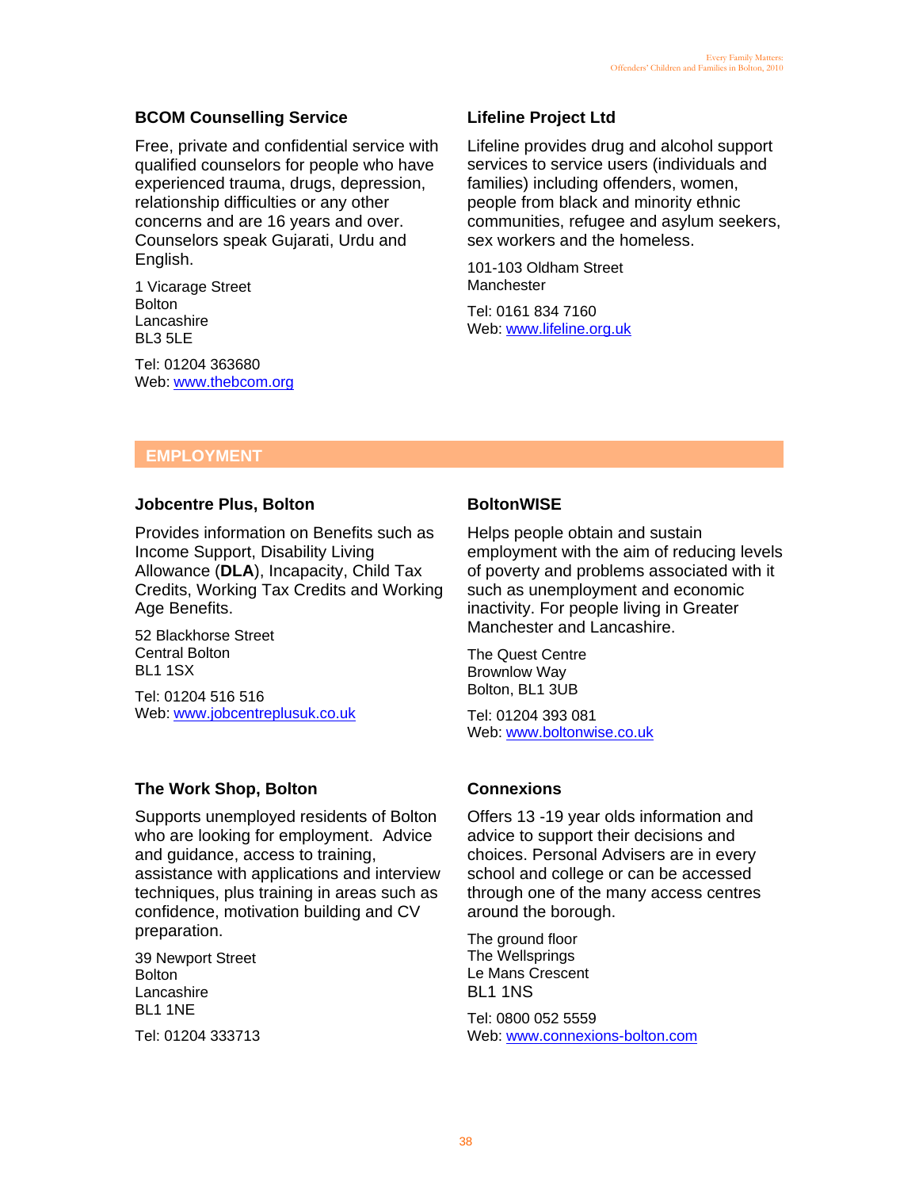### BCOM Counselling Service

Free, private and confidential service with qualified counselors for people who have experienced trauma, drugs, depression, relationship difficulties or any other concerns and are 16 years and over. Counselors speak Gujarati, Urdu and English.

1 Vicarage Street
Bolton
Lancashire
BL3 5LE

Tel: 01204 363680
Web: www.thebcom.org

### Lifeline Project Ltd

Lifeline provides drug and alcohol support services to service users (individuals and families) including offenders, women, people from black and minority ethnic communities, refugee and asylum seekers, sex workers and the homeless.

101-103 Oldham Street
Manchester

Tel: 0161 834 7160
Web: www.lifeline.org.uk

## EMPLOYMENT

### Jobcentre Plus, Bolton

Provides information on Benefits such as Income Support, Disability Living Allowance (**DLA**), Incapacity, Child Tax Credits, Working Tax Credits and Working Age Benefits.

52 Blackhorse Street
Central Bolton
BL1 1SX

Tel: 01204 516 516
Web: www.jobcentreplusuk.co.uk

### BoltonWISE

Helps people obtain and sustain employment with the aim of reducing levels of poverty and problems associated with it such as unemployment and economic inactivity. For people living in Greater Manchester and Lancashire.

The Quest Centre
Brownlow Way
Bolton, BL1 3UB

Tel: 01204 393 081
Web: www.boltonwise.co.uk

### The Work Shop, Bolton

Supports unemployed residents of Bolton who are looking for employment. Advice and guidance, access to training, assistance with applications and interview techniques, plus training in areas such as confidence, motivation building and CV preparation.

39 Newport Street
Bolton
Lancashire
BL1 1NE

Tel: 01204 333713

### Connexions

Offers 13 -19 year olds information and advice to support their decisions and choices. Personal Advisers are in every school and college or can be accessed through one of the many access centres around the borough.

The ground floor
The Wellsprings
Le Mans Crescent
BL1 1NS

Tel: 0800 052 5559
Web: www.connexions-bolton.com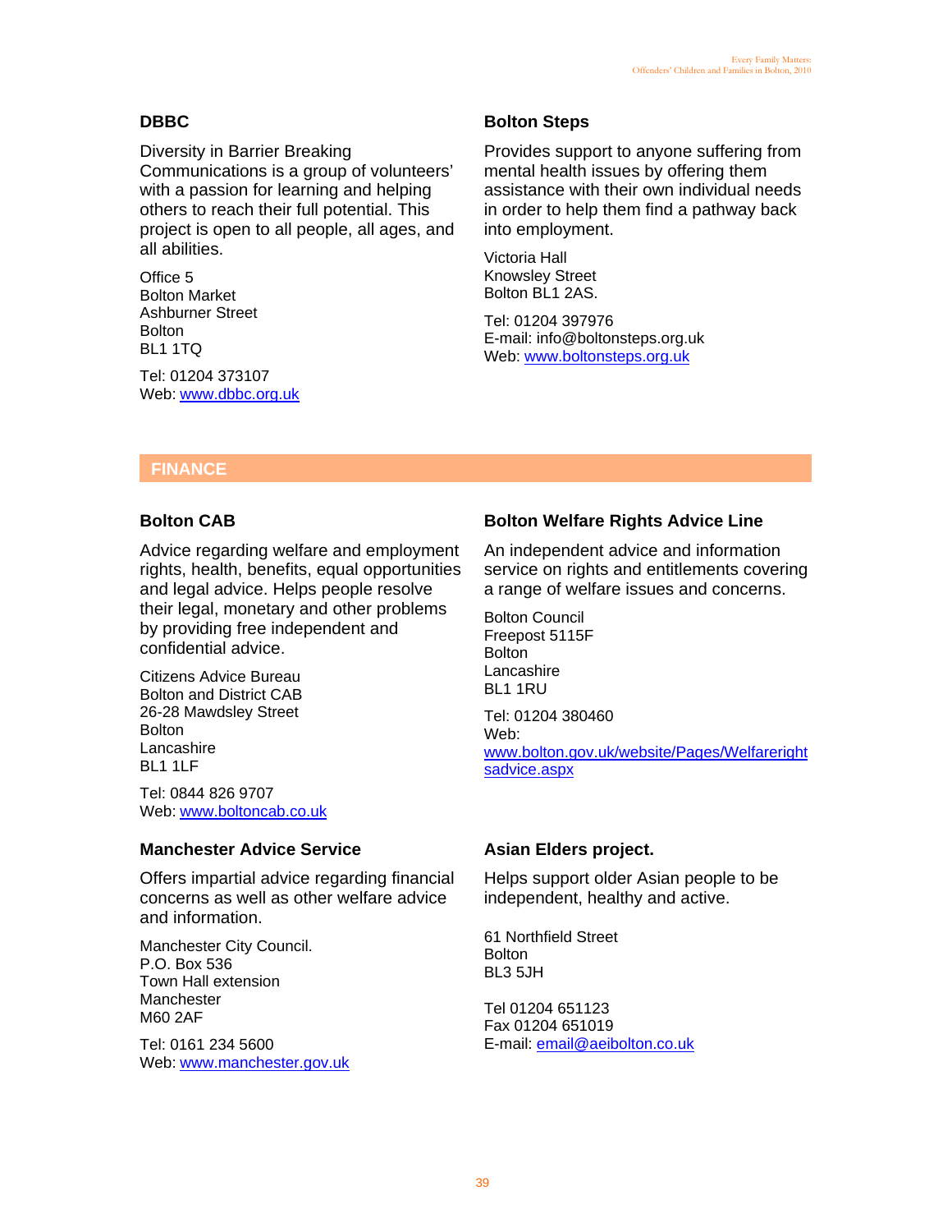### DBBC

Diversity in Barrier Breaking Communications is a group of volunteers' with a passion for learning and helping others to reach their full potential. This project is open to all people, all ages, and all abilities.

Office 5
Bolton Market
Ashburner Street
Bolton
BL1 1TQ

Tel: 01204 373107
Web: www.dbbc.org.uk

### Bolton Steps

Provides support to anyone suffering from mental health issues by offering them assistance with their own individual needs in order to help them find a pathway back into employment.

Victoria Hall
Knowsley Street
Bolton BL1 2AS.

Tel: 01204 397976
E-mail: info@boltonsteps.org.uk
Web: www.boltonsteps.org.uk

## FINANCE

### Bolton CAB

Advice regarding welfare and employment rights, health, benefits, equal opportunities and legal advice. Helps people resolve their legal, monetary and other problems by providing free independent and confidential advice.

Citizens Advice Bureau
Bolton and District CAB
26-28 Mawdsley Street
Bolton
Lancashire
BL1 1LF

Tel: 0844 826 9707
Web: www.boltoncab.co.uk

### Bolton Welfare Rights Advice Line

An independent advice and information service on rights and entitlements covering a range of welfare issues and concerns.

Bolton Council
Freepost 5115F
Bolton
Lancashire
BL1 1RU

Tel: 01204 380460
Web:
www.bolton.gov.uk/website/Pages/Welfarerightsadvice.aspx

### Manchester Advice Service

Offers impartial advice regarding financial concerns as well as other welfare advice and information.

Manchester City Council.
P.O. Box 536
Town Hall extension
Manchester
M60 2AF

Tel: 0161 234 5600
Web: www.manchester.gov.uk

### Asian Elders project.

Helps support older Asian people to be independent, healthy and active.

61 Northfield Street
Bolton
BL3 5JH

Tel 01204 651123
Fax 01204 651019
E-mail: email@aeibolton.co.uk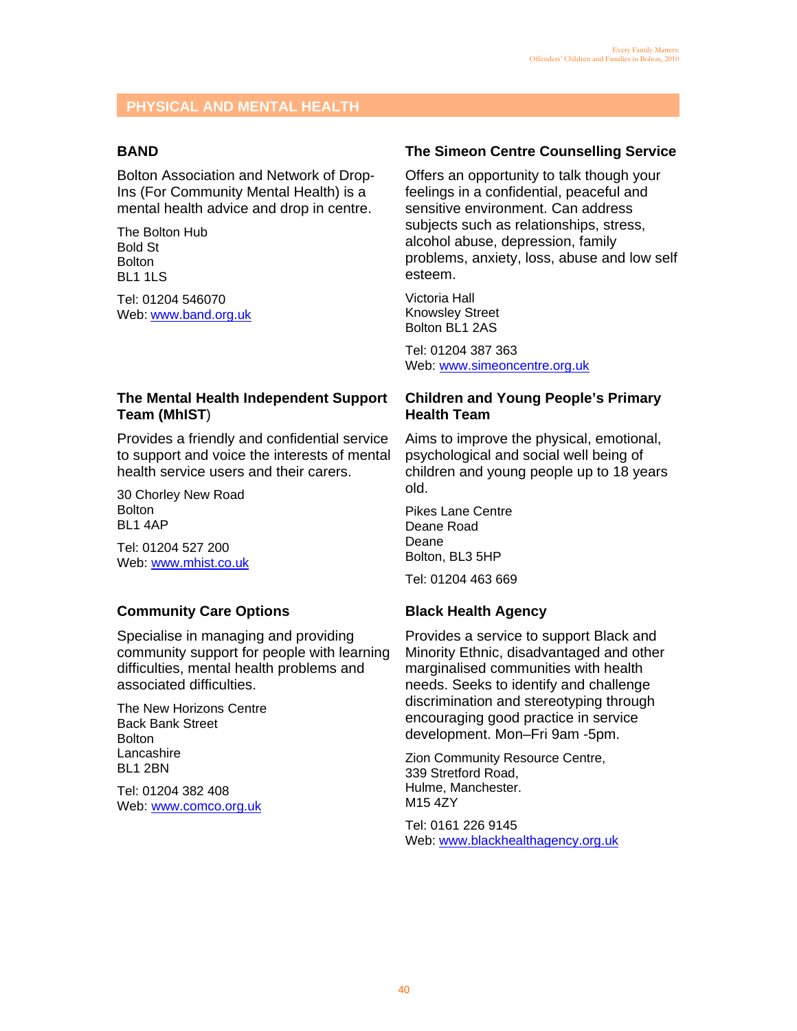## PHYSICAL AND MENTAL HEALTH

### BAND

Bolton Association and Network of Drop-Ins (For Community Mental Health) is a mental health advice and drop in centre.

The Bolton Hub
Bold St
Bolton
BL1 1LS

Tel: 01204 546070
Web: www.band.org.uk

### The Mental Health Independent Support Team (MhIST)

Provides a friendly and confidential service to support and voice the interests of mental health service users and their carers.

30 Chorley New Road
Bolton
BL1 4AP

Tel: 01204 527 200
Web: www.mhist.co.uk

### Community Care Options

Specialise in managing and providing community support for people with learning difficulties, mental health problems and associated difficulties.

The New Horizons Centre
Back Bank Street
Bolton
Lancashire
BL1 2BN

Tel: 01204 382 408
Web: www.comco.org.uk

### The Simeon Centre Counselling Service

Offers an opportunity to talk though your feelings in a confidential, peaceful and sensitive environment. Can address subjects such as relationships, stress, alcohol abuse, depression, family problems, anxiety, loss, abuse and low self esteem.

Victoria Hall
Knowsley Street
Bolton BL1 2AS

Tel: 01204 387 363
Web: www.simeoncentre.org.uk

### Children and Young People's Primary Health Team

Aims to improve the physical, emotional, psychological and social well being of children and young people up to 18 years old.

Pikes Lane Centre
Deane Road
Deane
Bolton, BL3 5HP

Tel: 01204 463 669

### Black Health Agency

Provides a service to support Black and Minority Ethnic, disadvantaged and other marginalised communities with health needs. Seeks to identify and challenge discrimination and stereotyping through encouraging good practice in service development. Mon–Fri 9am -5pm.

Zion Community Resource Centre,
339 Stretford Road,
Hulme, Manchester.
M15 4ZY

Tel: 0161 226 9145
Web: www.blackhealthagency.org.uk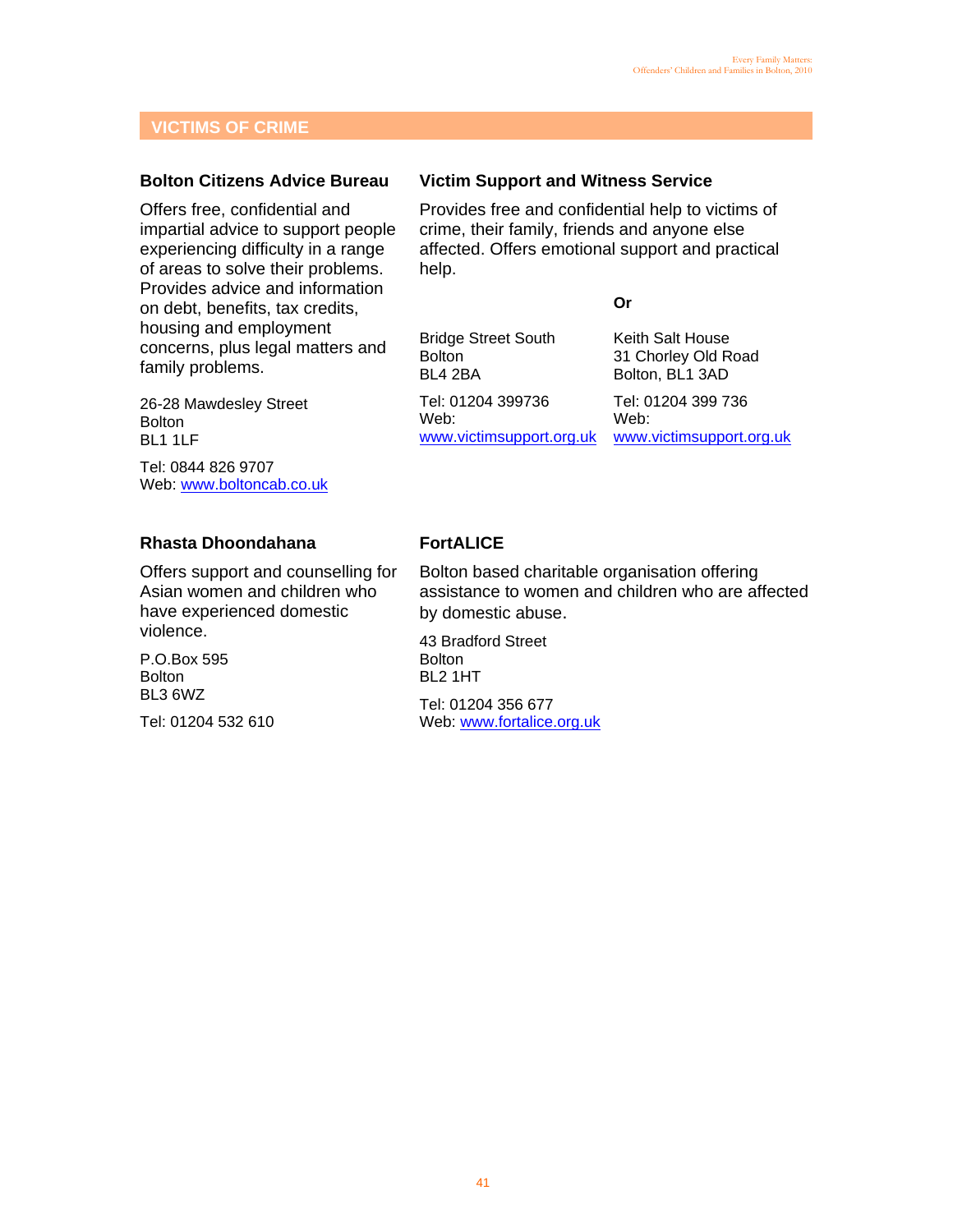## VICTIMS OF CRIME

### Bolton Citizens Advice Bureau

Offers free, confidential and impartial advice to support people experiencing difficulty in a range of areas to solve their problems. Provides advice and information on debt, benefits, tax credits, housing and employment concerns, plus legal matters and family problems.

26-28 Mawdesley Street
Bolton
BL1 1LF

Tel: 0844 826 9707
Web: www.boltoncab.co.uk

### Victim Support and Witness Service

Provides free and confidential help to victims of crime, their family, friends and anyone else affected. Offers emotional support and practical help.

Bridge Street South
Bolton
BL4 2BA

Tel: 01204 399736
Web: www.victimsupport.org.uk

**Or**

Keith Salt House
31 Chorley Old Road
Bolton, BL1 3AD

Tel: 01204 399 736
Web: www.victimsupport.org.uk

### Rhasta Dhoondahana

Offers support and counselling for Asian women and children who have experienced domestic violence.

P.O.Box 595
Bolton
BL3 6WZ

Tel: 01204 532 610

### FortALICE

Bolton based charitable organisation offering assistance to women and children who are affected by domestic abuse.

43 Bradford Street
Bolton
BL2 1HT

Tel: 01204 356 677
Web: www.fortalice.org.uk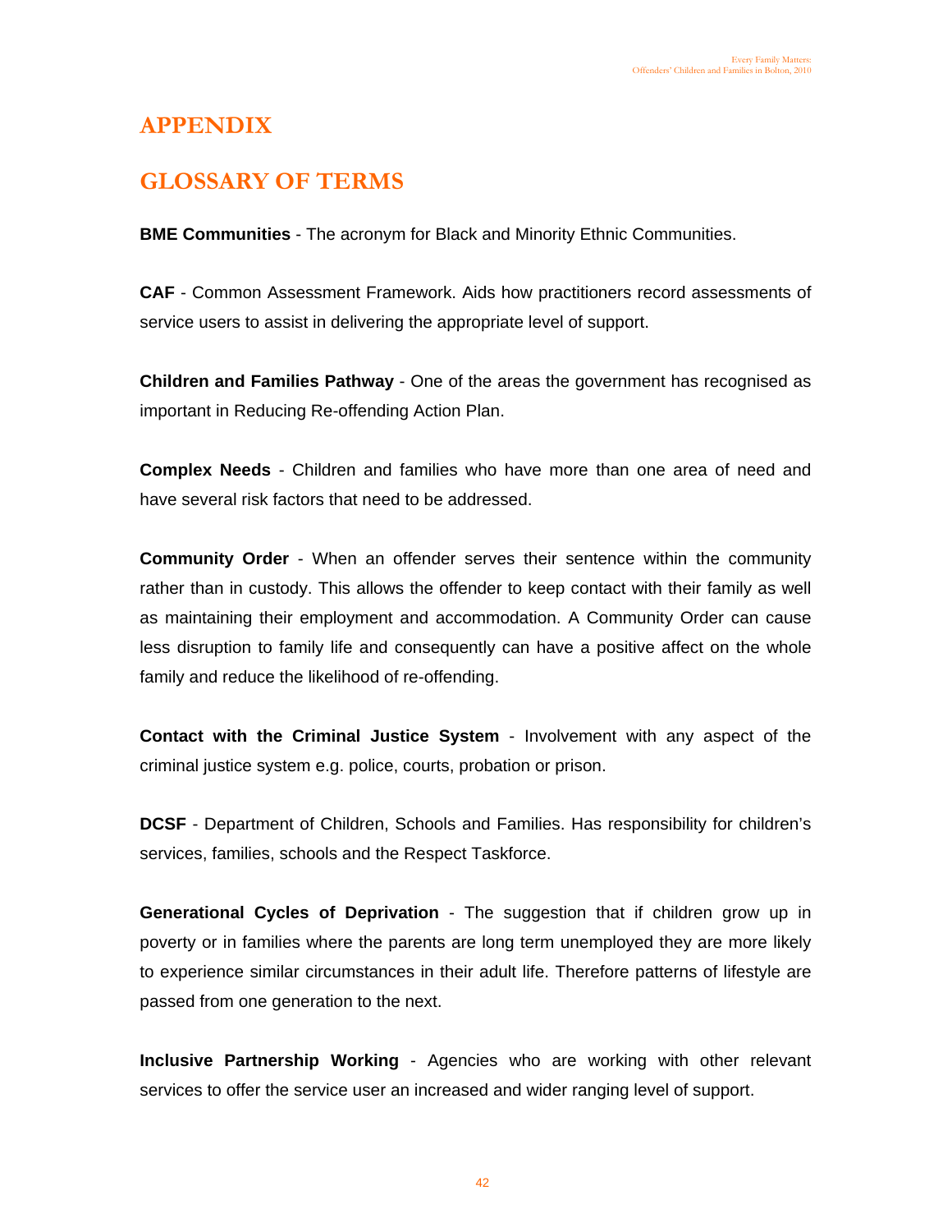# APPENDIX

## GLOSSARY OF TERMS

**BME Communities** - The acronym for Black and Minority Ethnic Communities.

**CAF** - Common Assessment Framework. Aids how practitioners record assessments of service users to assist in delivering the appropriate level of support.

**Children and Families Pathway** - One of the areas the government has recognised as important in Reducing Re-offending Action Plan.

**Complex Needs** - Children and families who have more than one area of need and have several risk factors that need to be addressed.

**Community Order** - When an offender serves their sentence within the community rather than in custody. This allows the offender to keep contact with their family as well as maintaining their employment and accommodation. A Community Order can cause less disruption to family life and consequently can have a positive affect on the whole family and reduce the likelihood of re-offending.

**Contact with the Criminal Justice System** - Involvement with any aspect of the criminal justice system e.g. police, courts, probation or prison.

**DCSF** - Department of Children, Schools and Families. Has responsibility for children's services, families, schools and the Respect Taskforce.

**Generational Cycles of Deprivation** - The suggestion that if children grow up in poverty or in families where the parents are long term unemployed they are more likely to experience similar circumstances in their adult life. Therefore patterns of lifestyle are passed from one generation to the next.

**Inclusive Partnership Working** - Agencies who are working with other relevant services to offer the service user an increased and wider ranging level of support.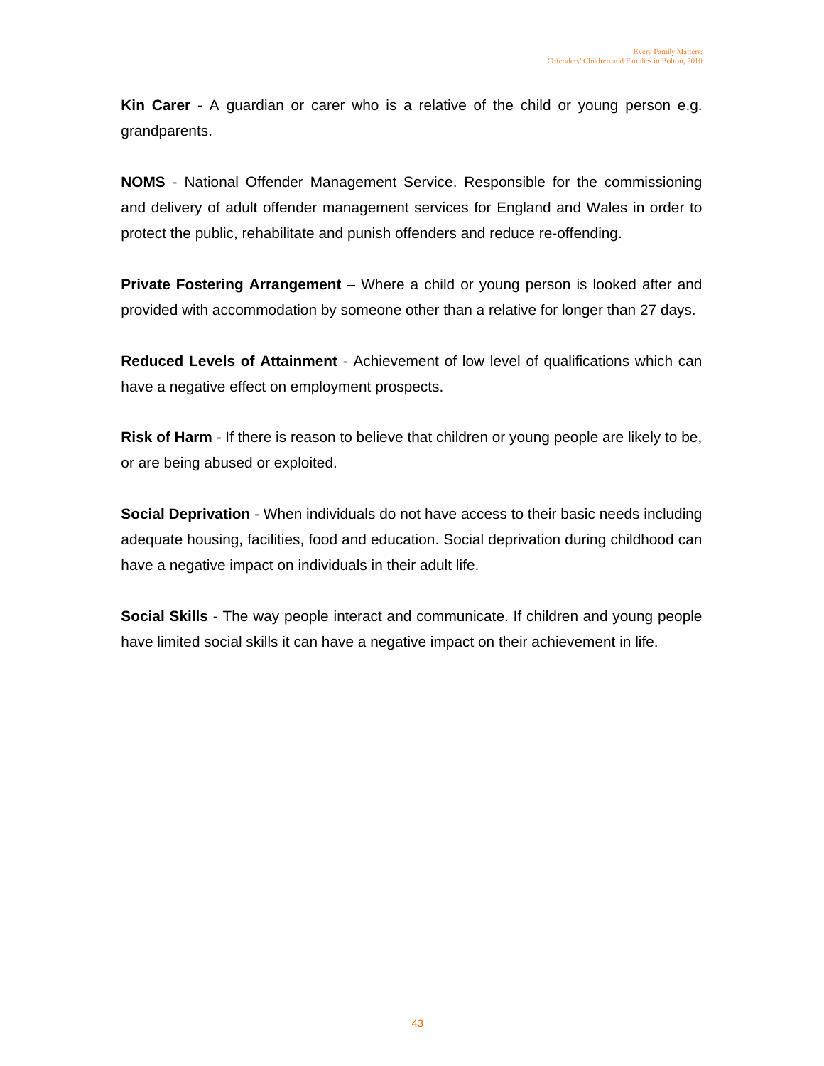**Kin Carer** - A guardian or carer who is a relative of the child or young person e.g. grandparents.

**NOMS** - National Offender Management Service. Responsible for the commissioning and delivery of adult offender management services for England and Wales in order to protect the public, rehabilitate and punish offenders and reduce re-offending.

**Private Fostering Arrangement** – Where a child or young person is looked after and provided with accommodation by someone other than a relative for longer than 27 days.

**Reduced Levels of Attainment** - Achievement of low level of qualifications which can have a negative effect on employment prospects.

**Risk of Harm** - If there is reason to believe that children or young people are likely to be, or are being abused or exploited.

**Social Deprivation** - When individuals do not have access to their basic needs including adequate housing, facilities, food and education. Social deprivation during childhood can have a negative impact on individuals in their adult life.

**Social Skills** - The way people interact and communicate. If children and young people have limited social skills it can have a negative impact on their achievement in life.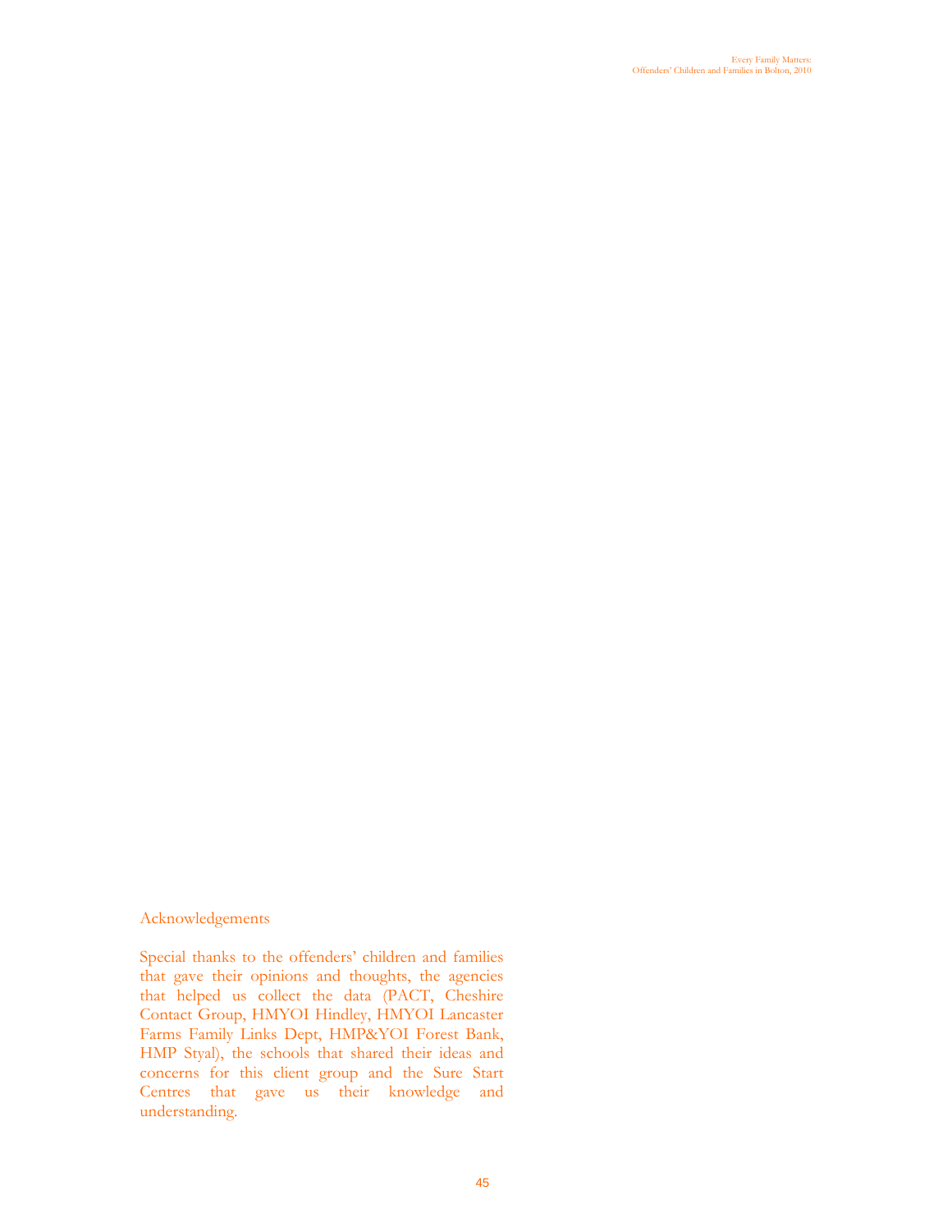## Acknowledgements

Special thanks to the offenders' children and families that gave their opinions and thoughts, the agencies that helped us collect the data (PACT, Cheshire Contact Group, HMYOI Hindley, HMYOI Lancaster Farms Family Links Dept, HMP&YOI Forest Bank, HMP Styal), the schools that shared their ideas and concerns for this client group and the Sure Start Centres that gave us their knowledge and understanding.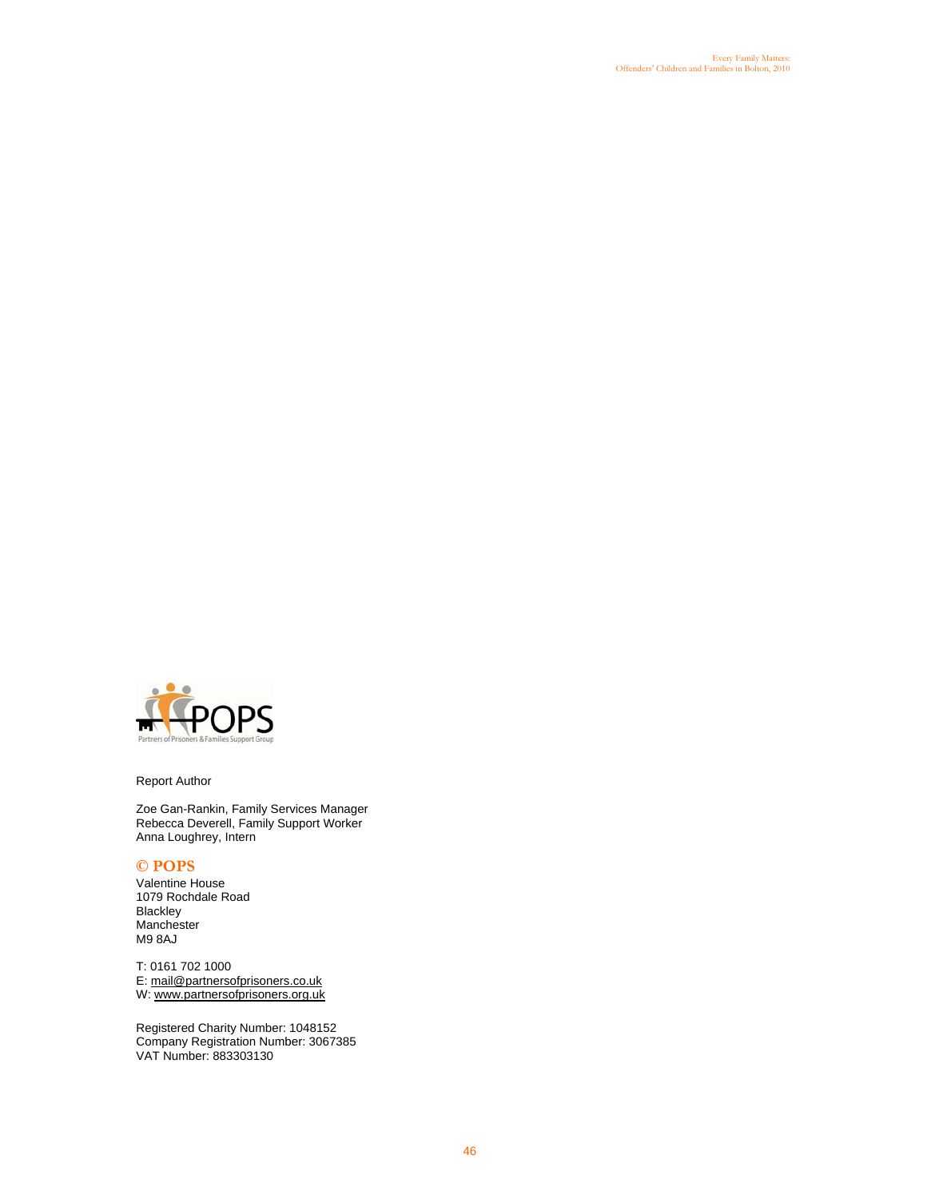Report Author

Zoe Gan-Rankin, Family Services Manager
Rebecca Deverell, Family Support Worker
Anna Loughrey, Intern

**© POPS**

Valentine House
1079 Rochdale Road
Blackley
Manchester
M9 8AJ

T: 0161 702 1000
E: mail@partnersofprisoners.co.uk
W: www.partnersofprisoners.org.uk

Registered Charity Number: 1048152
Company Registration Number: 3067385
VAT Number: 883303130